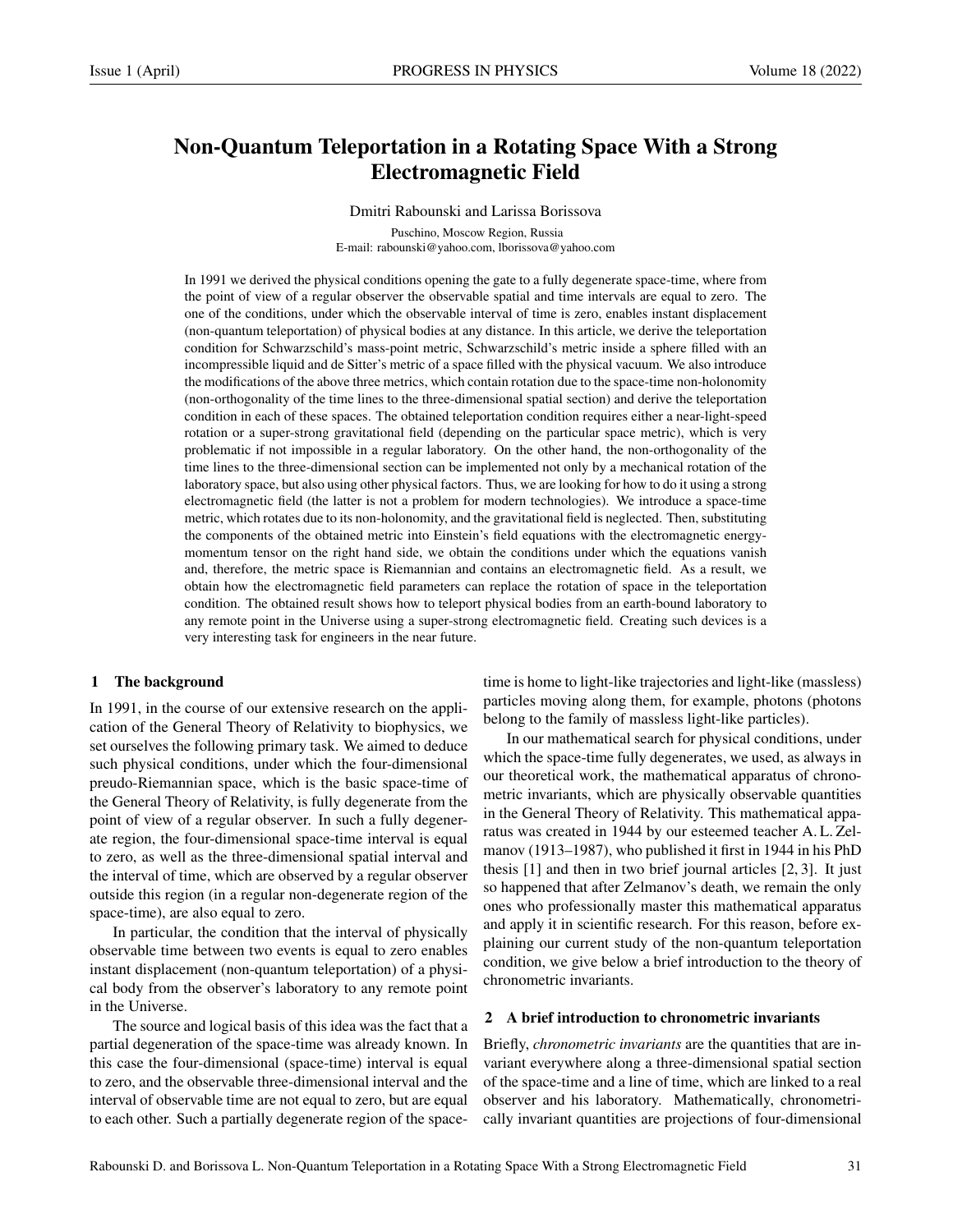// Non-Quantum Teleportation in a Rotating Space With a Strong Electromagnetic Field

Dmitri Rabounski and Larissa Borissova

Puschino, Moscow Region, Russia
E-mail: rabounski@yahoo.com, lborissova@yahoo.com

In 1991 we derived the physical conditions opening the gate to a fully degenerate space-time, where from the point of view of a regular observer the observable spatial and time intervals are equal to zero. The one of the conditions, under which the observable interval of time is zero, enables instant displacement (non-quantum teleportation) of physical bodies at any distance. In this article, we derive the teleportation condition for Schwarzschild's mass-point metric, Schwarzschild's metric inside a sphere filled with an incompressible liquid and de Sitter's metric of a space filled with the physical vacuum. We also introduce the modifications of the above three metrics, which contain rotation due to the space-time non-holonomity (non-orthogonality of the time lines to the three-dimensional spatial section) and derive the teleportation condition in each of these spaces. The obtained teleportation condition requires either a near-light-speed rotation or a super-strong gravitational field (depending on the particular space metric), which is very problematic if not impossible in a regular laboratory. On the other hand, the non-orthogonality of the time lines to the three-dimensional section can be implemented not only by a mechanical rotation of the laboratory space, but also using other physical factors. Thus, we are looking for how to do it using a strong electromagnetic field (the latter is not a problem for modern technologies). We introduce a space-time metric, which rotates due to its non-holonomity, and the gravitational field is neglected. Then, substituting the components of the obtained metric into Einstein's field equations with the electromagnetic energy-momentum tensor on the right hand side, we obtain the conditions under which the equations vanish and, therefore, the metric space is Riemannian and contains an electromagnetic field. As a result, we obtain how the electromagnetic field parameters can replace the rotation of space in the teleportation condition. The obtained result shows how to teleport physical bodies from an earth-bound laboratory to any remote point in the Universe using a super-strong electromagnetic field. Creating such devices is a very interesting task for engineers in the near future.

## 1 The background

In 1991, in the course of our extensive research on the application of the General Theory of Relativity to biophysics, we set ourselves the following primary task. We aimed to deduce such physical conditions, under which the four-dimensional preudo-Riemannian space, which is the basic space-time of the General Theory of Relativity, is fully degenerate from the point of view of a regular observer. In such a fully degenerate region, the four-dimensional space-time interval is equal to zero, as well as the three-dimensional spatial interval and the interval of time, which are observed by a regular observer outside this region (in a regular non-degenerate region of the space-time), are also equal to zero.

In particular, the condition that the interval of physically observable time between two events is equal to zero enables instant displacement (non-quantum teleportation) of a physical body from the observer's laboratory to any remote point in the Universe.

The source and logical basis of this idea was the fact that a partial degeneration of the space-time was already known. In this case the four-dimensional (space-time) interval is equal to zero, and the observable three-dimensional interval and the interval of observable time are not equal to zero, but are equal to each other. Such a partially degenerate region of the space-time is home to light-like trajectories and light-like (massless) particles moving along them, for example, photons (photons belong to the family of massless light-like particles).

In our mathematical search for physical conditions, under which the space-time fully degenerates, we used, as always in our theoretical work, the mathematical apparatus of chronometric invariants, which are physically observable quantities in the General Theory of Relativity. This mathematical apparatus was created in 1944 by our esteemed teacher A. L. Zelmanov (1913–1987), who published it first in 1944 in his PhD thesis [1] and then in two brief journal articles [2, 3]. It just so happened that after Zelmanov's death, we remain the only ones who professionally master this mathematical apparatus and apply it in scientific research. For this reason, before explaining our current study of the non-quantum teleportation condition, we give below a brief introduction to the theory of chronometric invariants.

## 2 A brief introduction to chronometric invariants

Briefly, *chronometric invariants* are the quantities that are invariant everywhere along a three-dimensional spatial section of the space-time and a line of time, which are linked to a real observer and his laboratory. Mathematically, chronometrically invariant quantities are projections of four-dimensional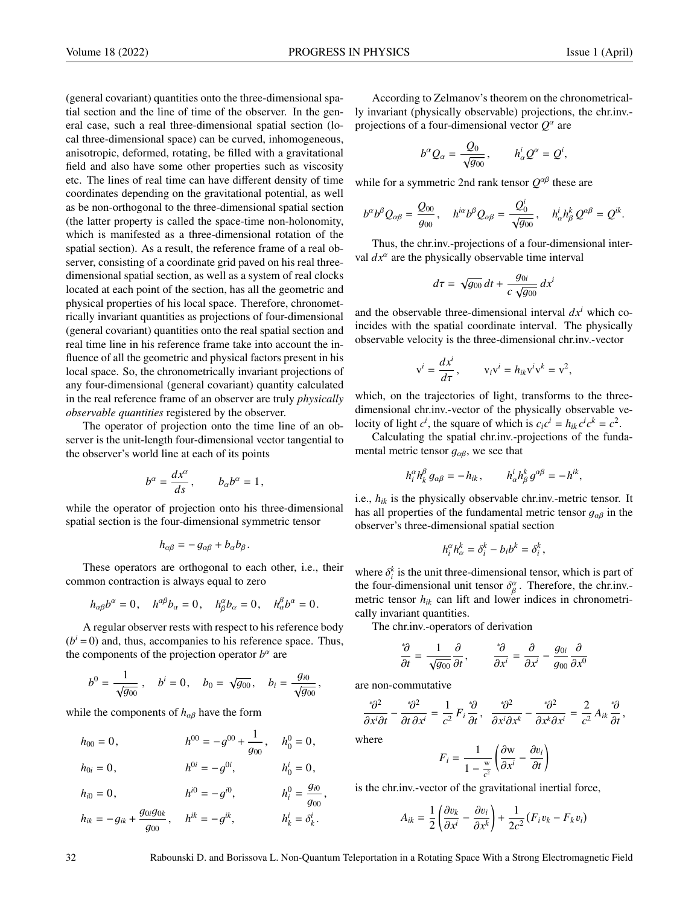(general covariant) quantities onto the three-dimensional spatial section and the line of time of the observer. In the general case, such a real three-dimensional spatial section (local three-dimensional space) can be curved, inhomogeneous, anisotropic, deformed, rotating, be filled with a gravitational field and also have some other properties such as viscosity etc. The lines of real time can have different density of time coordinates depending on the gravitational potential, as well as be non-orthogonal to the three-dimensional spatial section (the latter property is called the space-time non-holonomity, which is manifested as a three-dimensional rotation of the spatial section). As a result, the reference frame of a real observer, consisting of a coordinate grid paved on his real three-dimensional spatial section, as well as a system of real clocks located at each point of the section, has all the geometric and physical properties of his local space. Therefore, chronometrically invariant quantities as projections of four-dimensional (general covariant) quantities onto the real spatial section and real time line in his reference frame take into account the influence of all the geometric and physical factors present in his local space. So, the chronometrically invariant projections of any four-dimensional (general covariant) quantity calculated in the real reference frame of an observer are truly *physically observable quantities* registered by the observer.

The operator of projection onto the time line of an observer is the unit-length four-dimensional vector tangential to the observer's world line at each of its points

$$b^{\alpha} = \frac{dx^{\alpha}}{ds}\,, \qquad b_{\alpha} b^{\alpha} = 1\,,$$

while the operator of projection onto his three-dimensional spatial section is the four-dimensional symmetric tensor

$$h_{\alpha\beta} = -\,g_{\alpha\beta} + b_{\alpha} b_{\beta}\,.$$

These operators are orthogonal to each other, i.e., their common contraction is always equal to zero

$$h_{\alpha\beta} b^{\alpha} = 0\,, \quad h^{\alpha\beta} b_{\alpha} = 0\,, \quad h^{\alpha}_{\beta} b_{\alpha} = 0\,, \quad h^{\beta}_{\alpha} b^{\alpha} = 0\,.$$

A regular observer rests with respect to his reference body ($b^i = 0$) and, thus, accompanies to his reference space. Thus, the components of the projection operator $b^{\alpha}$ are

$$b^0 = \frac{1}{\sqrt{g_{00}}}\,, \quad b^i = 0\,, \quad b_0 = \sqrt{g_{00}}\,, \quad b_i = \frac{g_{i0}}{\sqrt{g_{00}}}\,,$$

while the components of $h_{\alpha\beta}$ have the form

$$\begin{aligned}
&h_{00} = 0\,, && h^{00} = -g^{00} + \frac{1}{g_{00}}\,, && h^0_0 = 0\,,\\
&h_{0i} = 0\,, && h^{0i} = -g^{0i}, && h^i_0 = 0\,,\\
&h_{i0} = 0\,, && h^{i0} = -g^{i0}, && h^0_i = \frac{g_{i0}}{g_{00}}\,,\\
&h_{ik} = -g_{ik} + \frac{g_{0i}g_{0k}}{g_{00}}\,, && h^{ik} = -g^{ik}, && h^i_k = \delta^i_k\,.
\end{aligned}$$

According to Zelmanov's theorem on the chronometrically invariant (physically observable) projections, the chr.inv.-projections of a four-dimensional vector $Q^{\alpha}$ are

$$b^{\alpha} Q_{\alpha} = \frac{Q_0}{\sqrt{g_{00}}}\,, \qquad h^i_{\alpha} Q^{\alpha} = Q^i,$$

while for a symmetric 2nd rank tensor $Q^{\alpha\beta}$ these are

$$b^{\alpha} b^{\beta} Q_{\alpha\beta} = \frac{Q_{00}}{g_{00}}\,, \quad h^{i\alpha} b^{\beta} Q_{\alpha\beta} = \frac{Q^i_0}{\sqrt{g_{00}}}\,, \quad h^i_{\alpha} h^k_{\beta}\, Q^{\alpha\beta} = Q^{ik}.$$

Thus, the chr.inv.-projections of a four-dimensional interval $dx^{\alpha}$ are the physically observable time interval

$$d\tau = \sqrt{g_{00}}\, dt + \frac{g_{0i}}{c\,\sqrt{g_{00}}}\, dx^i$$

and the observable three-dimensional interval $dx^i$ which coincides with the spatial coordinate interval. The physically observable velocity is the three-dimensional chr.inv.-vector

$$\mathrm{v}^i = \frac{dx^i}{d\tau}\,, \qquad \mathrm{v}_i \mathrm{v}^i = h_{ik} \mathrm{v}^i \mathrm{v}^k = \mathrm{v}^2,$$

which, on the trajectories of light, transforms to the three-dimensional chr.inv.-vector of the physically observable velocity of light $c^i$, the square of which is $c_i c^i = h_{ik}\, c^i c^k = c^2$.

Calculating the spatial chr.inv.-projections of the fundamental metric tensor $g_{\alpha\beta}$, we see that

$$h^{\alpha}_i h^{\beta}_k\, g_{\alpha\beta} = -\,h_{ik}\,, \qquad h^i_{\alpha} h^k_{\beta}\, g^{\alpha\beta} = -\,h^{ik},$$

i.e., $h_{ik}$ is the physically observable chr.inv.-metric tensor. It has all properties of the fundamental metric tensor $g_{\alpha\beta}$ in the observer's three-dimensional spatial section

$$h^{\alpha}_i h^k_{\alpha} = \delta^k_i - b_i b^k = \delta^k_i\,,$$

where $\delta^k_i$ is the unit three-dimensional tensor, which is part of the four-dimensional unit tensor $\delta^{\alpha}_{\beta}$. Therefore, the chr.inv.-metric tensor $h_{ik}$ can lift and lower indices in chronometrically invariant quantities.

The chr.inv.-operators of derivation

$$\frac{{}^*\partial}{\partial t} = \frac{1}{\sqrt{g_{00}}}\frac{\partial}{\partial t}\,, \qquad \frac{{}^*\partial}{\partial x^i} = \frac{\partial}{\partial x^i} - \frac{g_{0i}}{g_{00}}\frac{\partial}{\partial x^0}$$

are non-commutative

$$\frac{{}^*\partial^2}{\partial x^i \partial t} - \frac{{}^*\partial^2}{\partial t\, \partial x^i} = \frac{1}{c^2}\, F_i \frac{{}^*\partial}{\partial t}\,, \quad \frac{{}^*\partial^2}{\partial x^i \partial x^k} - \frac{{}^*\partial^2}{\partial x^k \partial x^i} = \frac{2}{c^2}\, A_{ik} \frac{{}^*\partial}{\partial t}\,,$$

where

$$F_i = \frac{1}{1 - \frac{\mathrm{w}}{c^2}}\left(\frac{\partial \mathrm{w}}{\partial x^i} - \frac{\partial v_i}{\partial t}\right)$$

is the chr.inv.-vector of the gravitational inertial force,

$$A_{ik} = \frac{1}{2}\left(\frac{\partial v_k}{\partial x^i} - \frac{\partial v_i}{\partial x^k}\right) + \frac{1}{2c^2}\left(F_i v_k - F_k v_i\right)$$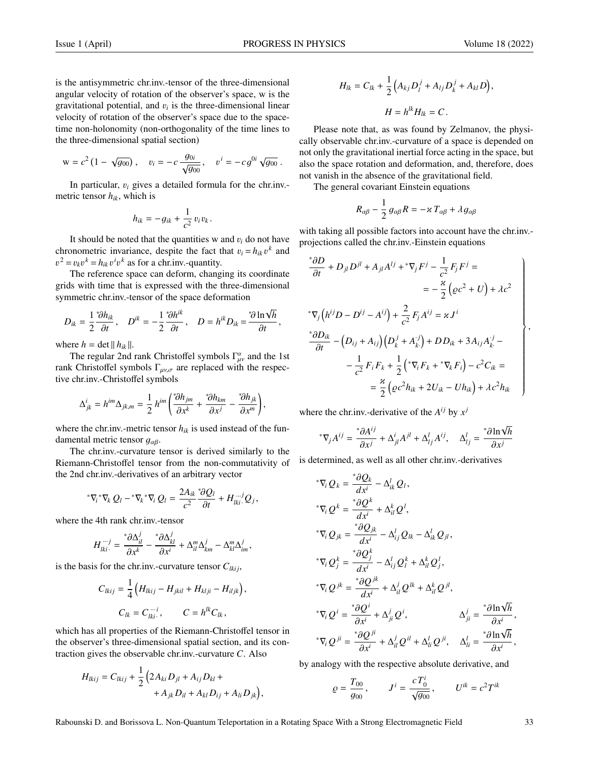is the antisymmetric chr.inv.-tensor of the three-dimensional angular velocity of rotation of the observer's space, w is the gravitational potential, and $v_i$ is the three-dimensional linear velocity of rotation of the observer's space due to the space-time non-holonomity (non-orthogonality of the time lines to the three-dimensional spatial section)

$$\mathrm{w} = c^2\left(1 - \sqrt{g_{00}}\right), \quad v_i = -c\,\frac{g_{0i}}{\sqrt{g_{00}}}\,, \quad v^i = -c\,g^{0i}\sqrt{g_{00}}\,.$$

In particular, $v_i$ gives a detailed formula for the chr.inv.-metric tensor $h_{ik}$, which is

$$h_{ik} = -g_{ik} + \frac{1}{c^2}\,v_i v_k\,.$$

It should be noted that the quantities w and $v_i$ do not have chronometric invariance, despite the fact that $v_i = h_{ik}v^k$ and $v^2 = v_k v^k = h_{ik}v^i v^k$ as for a chr.inv.-quantity.

The reference space can deform, changing its coordinate grids with time that is expressed with the three-dimensional symmetric chr.inv.-tensor of the space deformation

$$D_{ik} = \frac{1}{2}\frac{{}^*\partial h_{ik}}{\partial t}\,, \quad D^{ik} = -\frac{1}{2}\frac{{}^*\partial h^{ik}}{\partial t}\,, \quad D = h^{ik}D_{ik} = \frac{{}^*\partial \ln\sqrt{h}}{\partial t}\,,$$

where $h = \det\|\,h_{ik}\|$.

The regular 2nd rank Christoffel symbols $\Gamma^{\alpha}_{\mu\nu}$ and the 1st rank Christoffel symbols $\Gamma_{\mu\nu,\sigma}$ are replaced with the respective chr.inv.-Christoffel symbols

$$\Delta^i_{jk} = h^{im}\Delta_{jk,m} = \frac{1}{2}\,h^{im}\left(\frac{{}^*\partial h_{jm}}{\partial x^k} + \frac{{}^*\partial h_{km}}{\partial x^j} - \frac{{}^*\partial h_{jk}}{\partial x^m}\right),$$

where the chr.inv.-metric tensor $h_{ik}$ is used instead of the fundamental metric tensor $g_{\alpha\beta}$.

The chr.inv.-curvature tensor is derived similarly to the Riemann-Christoffel tensor from the non-commutativity of the 2nd chr.inv.-derivatives of an arbitrary vector

$${}^*\nabla_i{}^*\nabla_k\,Q_l - {}^*\nabla_k{}^*\nabla_i\,Q_l = \frac{2A_{ik}}{c^2}\frac{{}^*\partial Q_l}{\partial t} + H_{lki\cdot}^{\cdots j}Q_j\,,$$

where the 4th rank chr.inv.-tensor

$$H_{lki\cdot}^{\cdots j} = \frac{{}^*\partial\Delta^j_{il}}{\partial x^k} - \frac{{}^*\partial\Delta^j_{kl}}{\partial x^i} + \Delta^m_{il}\Delta^j_{km} - \Delta^m_{kl}\Delta^j_{im}\,,$$

is the basis for the chr.inv.-curvature tensor $C_{lkij}$,

$$C_{lkij} = \frac{1}{4}\left(H_{lkij} - H_{jkil} + H_{klji} - H_{iljk}\right),$$

$$C_{lk} = C_{lki\cdot}^{\cdots i}\,, \qquad C = h^{lk}C_{lk}\,,$$

which has all properties of the Riemann-Christoffel tensor in the observer's three-dimensional spatial section, and its contraction gives the observable chr.inv.-curvature $C$. Also

$$H_{lkij} = C_{lkij} + \frac{1}{2}\Big(2A_{ki}D_{jl} + A_{ij}D_{kl} + A_{jk}D_{il} + A_{kl}D_{ij} + A_{li}D_{jk}\Big),$$

$$H_{lk} = C_{lk} + \frac{1}{2}\left(A_{kj}D^j_l + A_{lj}D^j_k + A_{kl}D\right),$$

$$H = h^{lk}H_{lk} = C\,.$$

Please note that, as was found by Zelmanov, the physically observable chr.inv.-curvature of a space is depended on not only the gravitational inertial force acting in the space, but also the space rotation and deformation, and, therefore, does not vanish in the absence of the gravitational field.

The general covariant Einstein equations

$$R_{\alpha\beta} - \frac{1}{2}\,g_{\alpha\beta}R = -\varkappa\,T_{\alpha\beta} + \lambda\,g_{\alpha\beta}$$

with taking all possible factors into account have the chr.inv.-projections called the chr.inv.-Einstein equations

$$\left.\begin{aligned}
&\frac{{}^*\partial D}{\partial t} + D_{jl}D^{jl} + A_{jl}A^{lj} + {}^*\nabla_j F^j - \frac{1}{c^2}\,F_jF^j = \\
&\qquad\qquad = -\frac{\varkappa}{2}\left(\varrho c^2 + U\right) + \lambda c^2 \\
&{}^*\nabla_j\left(h^{ij}D - D^{ij} - A^{ij}\right) + \frac{2}{c^2}\,F_jA^{ij} = \varkappa\,J^i \\
&\frac{{}^*\partial D_{ik}}{\partial t} - \left(D_{ij} + A_{ij}\right)\left(D^j_k + A^{\cdot j}_{k\cdot}\right) + DD_{ik} + 3A_{ij}A^{\cdot j}_{k\cdot} - \\
&\qquad - \frac{1}{c^2}\,F_iF_k + \frac{1}{2}\left({}^*\nabla_i F_k + {}^*\nabla_k F_i\right) - c^2C_{ik} = \\
&\qquad\qquad = \frac{\varkappa}{2}\left(\varrho c^2h_{ik} + 2U_{ik} - Uh_{ik}\right) + \lambda c^2h_{ik}
\end{aligned}\right\},$$

where the chr.inv.-derivative of the $A^{ij}$ by $x^j$

$${}^*\nabla_j A^{ij} = \frac{{}^*\partial A^{ij}}{\partial x^j} + \Delta^i_{jl}A^{jl} + \Delta^l_{lj}A^{ij}\,, \quad \Delta^l_{lj} = \frac{{}^*\partial\ln\sqrt{h}}{\partial x^j}$$

is determined, as well as all other chr.inv.-derivatives

$$\begin{aligned}
&{}^*\nabla_i\,Q_k = \frac{{}^*\partial Q_k}{dx^i} - \Delta^l_{ik}\,Q_l\,, \\
&{}^*\nabla_i\,Q^k = \frac{{}^*\partial Q^k}{dx^i} + \Delta^k_{il}\,Q^l, \\
&{}^*\nabla_i\,Q_{jk} = \frac{{}^*\partial Q_{jk}}{dx^i} - \Delta^l_{ij}\,Q_{lk} - \Delta^l_{ik}\,Q_{jl}\,, \\
&{}^*\nabla_i\,Q^k_j = \frac{{}^*\partial Q^k_j}{dx^i} - \Delta^l_{ij}\,Q^k_l + \Delta^k_{il}\,Q^l_j, \\
&{}^*\nabla_i\,Q^{jk} = \frac{{}^*\partial Q^{jk}}{dx^i} + \Delta^j_{il}\,Q^{lk} + \Delta^k_{il}\,Q^{jl}, \\
&{}^*\nabla_i\,Q^i = \frac{{}^*\partial Q^i}{\partial x^i} + \Delta^j_{ji}\,Q^i, \qquad\qquad \Delta^j_{ji} = \frac{{}^*\partial\ln\sqrt{h}}{\partial x^i}\,, \\
&{}^*\nabla_i\,Q^{ji} = \frac{{}^*\partial Q^{ji}}{\partial x^i} + \Delta^j_{il}\,Q^{il} + \Delta^l_{li}\,Q^{ji}, \quad \Delta^l_{li} = \frac{{}^*\partial\ln\sqrt{h}}{\partial x^i}\,,
\end{aligned}$$

by analogy with the respective absolute derivative, and

$$\varrho = \frac{T_{00}}{g_{00}}\,, \qquad J^i = \frac{c\,T^i_0}{\sqrt{g_{00}}}\,, \qquad U^{ik} = c^2T^{ik}$$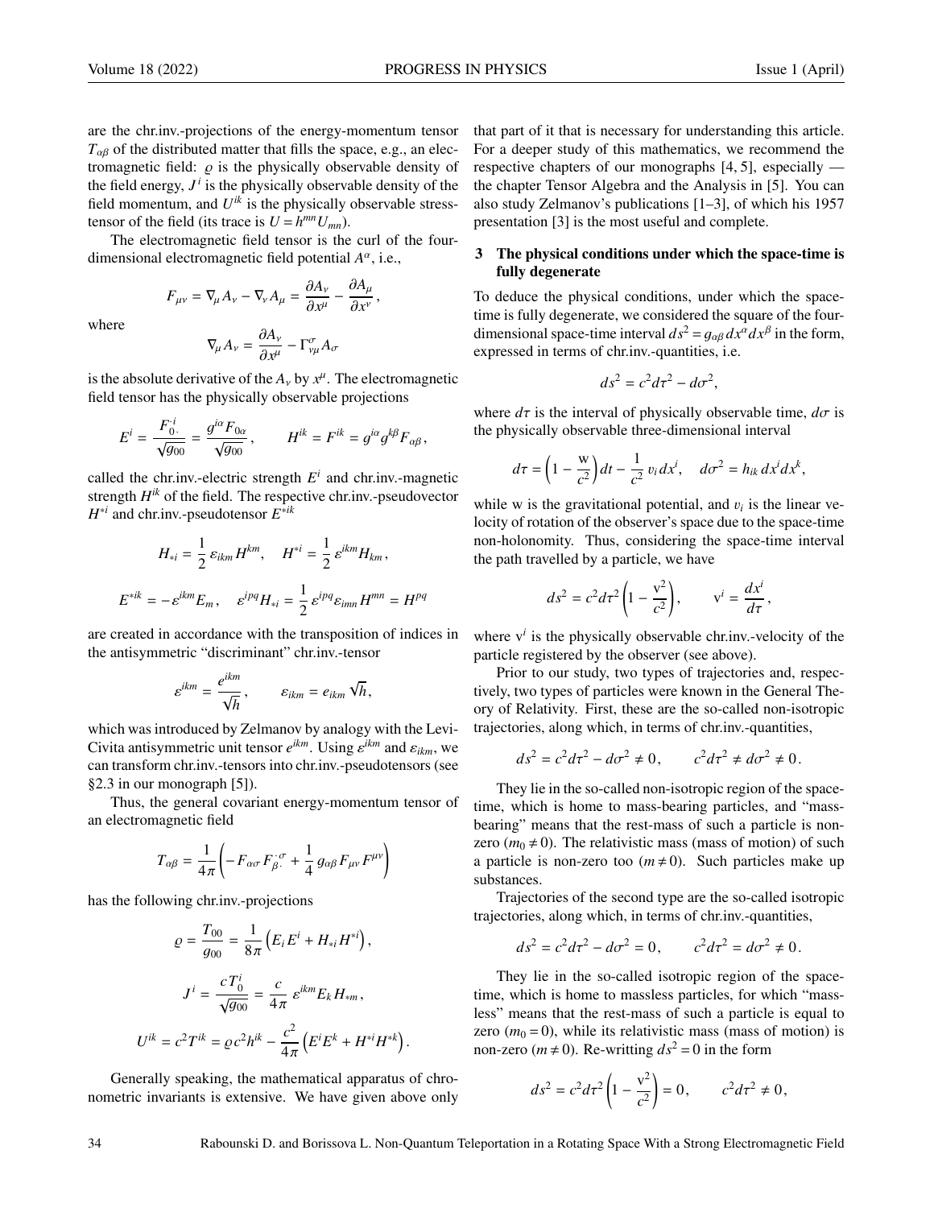are the chr.inv.-projections of the energy-momentum tensor $T_{\alpha\beta}$ of the distributed matter that fills the space, e.g., an electromagnetic field: $\varrho$ is the physically observable density of the field energy, $J^i$ is the physically observable density of the field momentum, and $U^{ik}$ is the physically observable stress-tensor of the field (its trace is $U = h^{mn}U_{mn}$).

The electromagnetic field tensor is the curl of the four-dimensional electromagnetic field potential $A^\alpha$, i.e.,

$$F_{\mu\nu} = \nabla_\mu A_\nu - \nabla_\nu A_\mu = \frac{\partial A_\nu}{\partial x^\mu} - \frac{\partial A_\mu}{\partial x^\nu}\,,$$

where

$$\nabla_\mu A_\nu = \frac{\partial A_\nu}{\partial x^\mu} - \Gamma^\sigma_{\nu\mu} A_\sigma$$

is the absolute derivative of the $A_\nu$ by $x^\mu$. The electromagnetic field tensor has the physically observable projections

$$E^i = \frac{F_{0\cdot}^{\cdot i}}{\sqrt{g_{00}}} = \frac{g^{i\alpha}F_{0\alpha}}{\sqrt{g_{00}}}\,, \qquad H^{ik} = F^{ik} = g^{i\alpha}g^{k\beta}F_{\alpha\beta}\,,$$

called the chr.inv.-electric strength $E^i$ and chr.inv.-magnetic strength $H^{ik}$ of the field. The respective chr.inv.-pseudovector $H^{*i}$ and chr.inv.-pseudotensor $E^{*ik}$

$$H_{*i} = \frac{1}{2}\,\varepsilon_{ikm}H^{km}, \quad H^{*i} = \frac{1}{2}\,\varepsilon^{ikm}H_{km}\,,$$

$$E^{*ik} = -\varepsilon^{ikm}E_m\,, \quad \varepsilon^{ipq}H_{*i} = \frac{1}{2}\,\varepsilon^{ipq}\varepsilon_{imn}H^{mn} = H^{pq}$$

are created in accordance with the transposition of indices in the antisymmetric "discriminant" chr.inv.-tensor

$$\varepsilon^{ikm} = \frac{e^{ikm}}{\sqrt{h}}\,, \qquad \varepsilon_{ikm} = e_{ikm}\sqrt{h}\,,$$

which was introduced by Zelmanov by analogy with the Levi-Civita antisymmetric unit tensor $e^{ikm}$. Using $\varepsilon^{ikm}$ and $\varepsilon_{ikm}$, we can transform chr.inv.-tensors into chr.inv.-pseudotensors (see §2.3 in our monograph [5]).

Thus, the general covariant energy-momentum tensor of an electromagnetic field

$$T_{\alpha\beta} = \frac{1}{4\pi}\left(-F_{\alpha\sigma}F_{\beta\cdot}^{\cdot\sigma} + \frac{1}{4}\,g_{\alpha\beta}F_{\mu\nu}F^{\mu\nu}\right)$$

has the following chr.inv.-projections

$$\varrho = \frac{T_{00}}{g_{00}} = \frac{1}{8\pi}\left(E_iE^i + H_{*i}H^{*i}\right),$$

$$J^i = \frac{cT_0^i}{\sqrt{g_{00}}} = \frac{c}{4\pi}\,\varepsilon^{ikm}E_kH_{*m}\,,$$

$$U^{ik} = c^2T^{ik} = \varrho c^2h^{ik} - \frac{c^2}{4\pi}\left(E^iE^k + H^{*i}H^{*k}\right).$$

Generally speaking, the mathematical apparatus of chronometric invariants is extensive. We have given above only that part of it that is necessary for understanding this article. For a deeper study of this mathematics, we recommend the respective chapters of our monographs [4, 5], especially — the chapter Tensor Algebra and the Analysis in [5]. You can also study Zelmanov's publications [1–3], of which his 1957 presentation [3] is the most useful and complete.

## 3 The physical conditions under which the space-time is fully degenerate

To deduce the physical conditions, under which the space-time is fully degenerate, we considered the square of the four-dimensional space-time interval $ds^2 = g_{\alpha\beta}\,dx^\alpha dx^\beta$ in the form, expressed in terms of chr.inv.-quantities, i.e.

$$ds^2 = c^2d\tau^2 - d\sigma^2,$$

where $d\tau$ is the interval of physically observable time, $d\sigma$ is the physically observable three-dimensional interval

$$d\tau = \left(1 - \frac{\mathrm{w}}{c^2}\right)dt - \frac{1}{c^2}\,v_i\,dx^i, \quad d\sigma^2 = h_{ik}\,dx^idx^k,$$

while w is the gravitational potential, and $v_i$ is the linear velocity of rotation of the observer's space due to the space-time non-holonomity. Thus, considering the space-time interval the path travelled by a particle, we have

$$ds^2 = c^2d\tau^2\left(1 - \frac{\mathrm{v}^2}{c^2}\right), \qquad \mathrm{v}^i = \frac{dx^i}{d\tau}\,,$$

where $\mathrm{v}^i$ is the physically observable chr.inv.-velocity of the particle registered by the observer (see above).

Prior to our study, two types of trajectories and, respectively, two types of particles were known in the General Theory of Relativity. First, these are the so-called non-isotropic trajectories, along which, in terms of chr.inv.-quantities,

$$ds^2 = c^2d\tau^2 - d\sigma^2 \neq 0\,, \qquad c^2d\tau^2 \neq d\sigma^2 \neq 0\,.$$

They lie in the so-called non-isotropic region of the space-time, which is home to mass-bearing particles, and "mass-bearing" means that the rest-mass of such a particle is non-zero ($m_0 \neq 0$). The relativistic mass (mass of motion) of such a particle is non-zero too ($m \neq 0$). Such particles make up substances.

Trajectories of the second type are the so-called isotropic trajectories, along which, in terms of chr.inv.-quantities,

$$ds^2 = c^2d\tau^2 - d\sigma^2 = 0\,, \qquad c^2d\tau^2 = d\sigma^2 \neq 0\,.$$

They lie in the so-called isotropic region of the space-time, which is home to massless particles, for which "massless" means that the rest-mass of such a particle is equal to zero ($m_0 = 0$), while its relativistic mass (mass of motion) is non-zero ($m \neq 0$). Re-writting $ds^2 = 0$ in the form

$$ds^2 = c^2d\tau^2\left(1 - \frac{\mathrm{v}^2}{c^2}\right) = 0\,, \qquad c^2d\tau^2 \neq 0\,,$$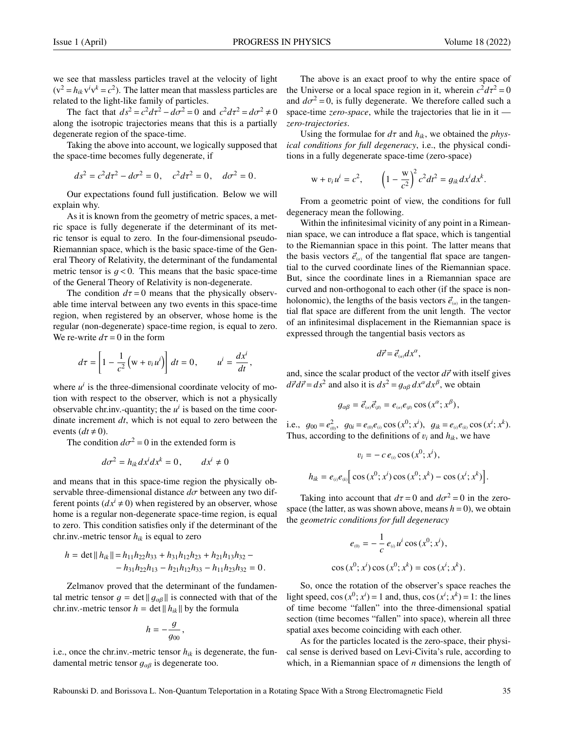we see that massless particles travel at the velocity of light ($\mathrm{v}^2 = h_{ik}\,\mathrm{v}^i \mathrm{v}^k = c^2$). The latter mean that massless particles are related to the light-like family of particles.

The fact that $ds^2 = c^2 d\tau^2 - d\sigma^2 = 0$ and $c^2 d\tau^2 = d\sigma^2 \neq 0$ along the isotropic trajectories means that this is a partially degenerate region of the space-time.

Taking the above into account, we logically supposed that the space-time becomes fully degenerate, if

$$ds^2 = c^2 d\tau^2 - d\sigma^2 = 0\,, \quad c^2 d\tau^2 = 0\,, \quad d\sigma^2 = 0\,.$$

Our expectations found full justification. Below we will explain why.

As it is known from the geometry of metric spaces, a metric space is fully degenerate if the determinant of its metric tensor is equal to zero. In the four-dimensional pseudo-Riemannian space, which is the basic space-time of the General Theory of Relativity, the determinant of the fundamental metric tensor is $g < 0$. This means that the basic space-time of the General Theory of Relativity is non-degenerate.

The condition $d\tau = 0$ means that the physically observable time interval between any two events in this space-time region, when registered by an observer, whose home is the regular (non-degenerate) space-time region, is equal to zero. We re-write $d\tau = 0$ in the form

$$d\tau = \left[1 - \frac{1}{c^2}\left(\mathrm{w} + v_i u^i\right)\right] dt = 0\,, \qquad u^i = \frac{dx^i}{dt}\,,$$

where $u^i$ is the three-dimensional coordinate velocity of motion with respect to the observer, which is not a physically observable chr.inv.-quantity; the $u^i$ is based on the time coordinate increment $dt$, which is not equal to zero between the events ($dt \neq 0$).

The condition $d\sigma^2 = 0$ in the extended form is

$$d\sigma^2 = h_{ik}\, dx^i dx^k = 0\,, \qquad dx^i \neq 0$$

and means that in this space-time region the physically observable three-dimensional distance $d\sigma$ between any two different points ($dx^i \neq 0$) when registered by an observer, whose home is a regular non-degenerate space-time region, is equal to zero. This condition satisfies only if the determinant of the chr.inv.-metric tensor $h_{ik}$ is equal to zero

$$h = \det\|\, h_{ik}\| = h_{11}h_{22}h_{33} + h_{31}h_{12}h_{23} + h_{21}h_{13}h_{32} - \\ - h_{31}h_{22}h_{13} - h_{21}h_{12}h_{33} - h_{11}h_{23}h_{32} = 0\,.$$

Zelmanov proved that the determinant of the fundamental metric tensor $g = \det\|\, g_{\alpha\beta}\|$ is connected with that of the chr.inv.-metric tensor $h = \det\|\, h_{ik}\|$ by the formula

$$h = -\frac{g}{g_{00}}\,,$$

i.e., once the chr.inv.-metric tensor $h_{ik}$ is degenerate, the fundamental metric tensor $g_{\alpha\beta}$ is degenerate too.

The above is an exact proof to why the entire space of the Universe or a local space region in it, wherein $c^2 d\tau^2 = 0$ and $d\sigma^2 = 0$, is fully degenerate. We therefore called such a space-time *zero-space*, while the trajectories that lie in it — *zero-trajectories*.

Using the formulae for $d\tau$ and $h_{ik}$, we obtained the *physical conditions for full degeneracy*, i.e., the physical conditions in a fully degenerate space-time (zero-space)

$$\mathrm{w} + v_i u^i = c^2\,, \qquad \left(1 - \frac{\mathrm{w}}{c^2}\right)^2 c^2 dt^2 = g_{ik}\, dx^i dx^k\,.$$

From a geometric point of view, the conditions for full degeneracy mean the following.

Within the infinitesimal vicinity of any point in a Rimeannian space, we can introduce a flat space, which is tangential to the Riemannian space in this point. The latter means that the basis vectors $\vec{e}_{(\alpha)}$ of the tangential flat space are tangential to the curved coordinate lines of the Riemannian space. But, since the coordinate lines in a Riemannian space are curved and non-orthogonal to each other (if the space is non-holonomic), the lengths of the basis vectors $\vec{e}_{(\alpha)}$ in the tangential flat space are different from the unit length. The vector of an infinitesimal displacement in the Riemannian space is expressed through the tangential basis vectors as

$$d\vec{r} = \vec{e}_{(\alpha)} dx^\alpha\,,$$

and, since the scalar product of the vector $d\vec{r}$ with itself gives $d\vec{r}d\vec{r} = ds^2$ and also it is $ds^2 = g_{\alpha\beta}\, dx^\alpha dx^\beta$, we obtain

$$g_{\alpha\beta} = \vec{e}_{(\alpha)}\vec{e}_{(\beta)} = e_{(\alpha)} e_{(\beta)} \cos\left(x^\alpha; x^\beta\right),$$

i.e., $g_{00} = e_{(0)}^2$, $g_{0i} = e_{(0)} e_{(i)} \cos\left(x^0; x^i\right)$, $g_{ik} = e_{(i)} e_{(k)} \cos\left(x^i; x^k\right)$. Thus, according to the definitions of $v_i$ and $h_{ik}$, we have

$$v_i = -\, c\, e_{(i)} \cos\left(x^0; x^i\right),$$

$$h_{ik} = e_{(i)} e_{(k)} \Big[\cos\left(x^0; x^i\right) \cos\left(x^0; x^k\right) - \cos\left(x^i; x^k\right)\Big].$$

Taking into account that $d\tau = 0$ and $d\sigma^2 = 0$ in the zero-space (the latter, as was shown above, means $h = 0$), we obtain the *geometric conditions for full degeneracy*

$$e_{(0)} = -\frac{1}{c}\, e_{(i)} u^i \cos\left(x^0; x^i\right),$$

$$\cos\left(x^0; x^i\right) \cos\left(x^0; x^k\right) = \cos\left(x^i; x^k\right).$$

So, once the rotation of the observer's space reaches the light speed, $\cos\left(x^0; x^i\right) = 1$ and, thus, $\cos\left(x^i; x^k\right) = 1$: the lines of time become "fallen" into the three-dimensional spatial section (time becomes "fallen" into space), wherein all three spatial axes become coinciding with each other.

As for the particles located is the zero-space, their physical sense is derived based on Levi-Civita's rule, according to which, in a Riemannian space of $n$ dimensions the length of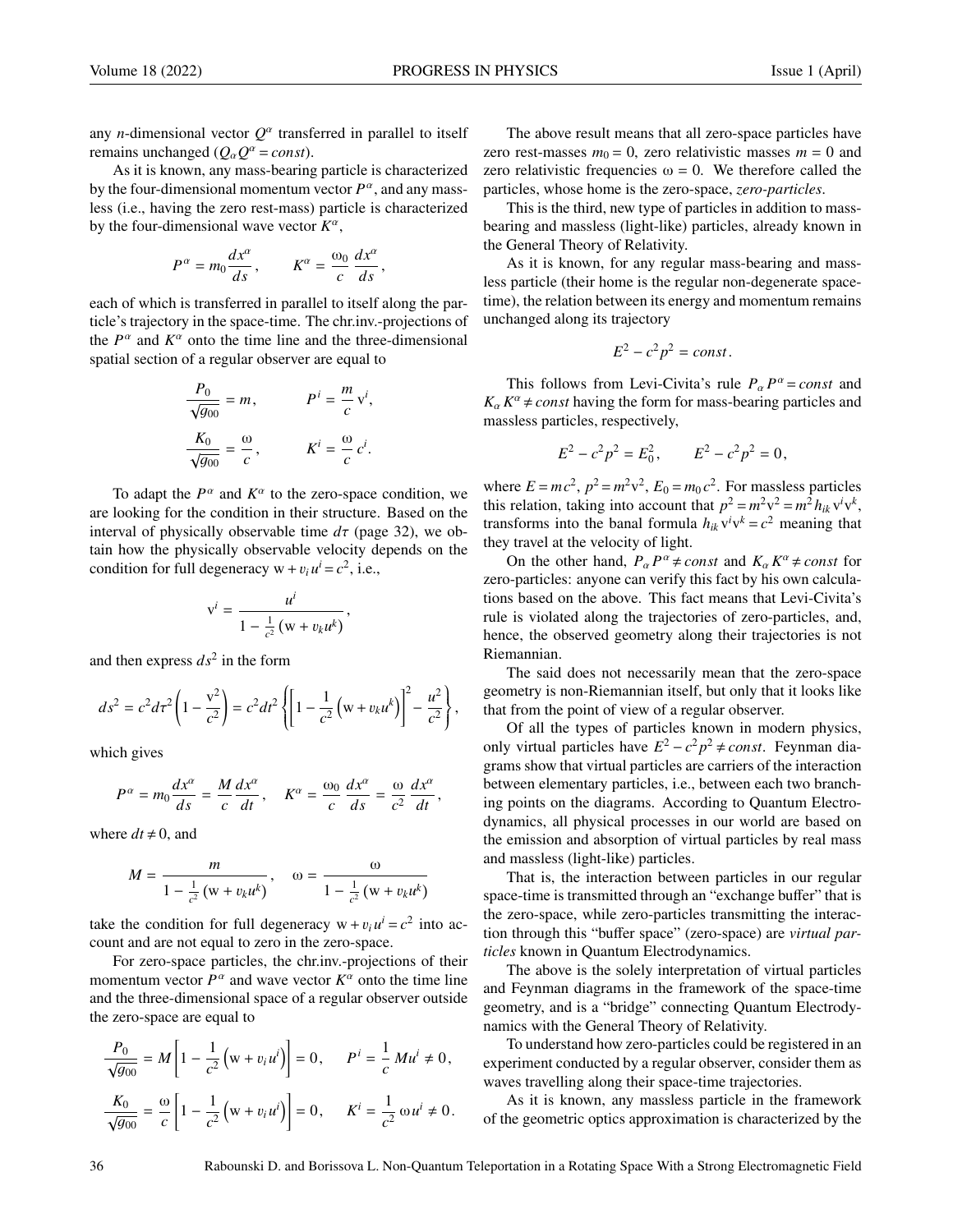any $n$-dimensional vector $Q^\alpha$ transferred in parallel to itself remains unchanged ($Q_\alpha Q^\alpha = const$).

As it is known, any mass-bearing particle is characterized by the four-dimensional momentum vector $P^\alpha$, and any massless (i.e., having the zero rest-mass) particle is characterized by the four-dimensional wave vector $K^\alpha$,

$$P^\alpha = m_0 \frac{dx^\alpha}{ds}\,, \qquad K^\alpha = \frac{\omega_0}{c}\,\frac{dx^\alpha}{ds}\,,$$

each of which is transferred in parallel to itself along the particle's trajectory in the space-time. The chr.inv.-projections of the $P^\alpha$ and $K^\alpha$ onto the time line and the three-dimensional spatial section of a regular observer are equal to

$$\frac{P_0}{\sqrt{g_{00}}} = m\,, \qquad P^i = \frac{m}{c}\,\mathrm{v}^i,$$

$$\frac{K_0}{\sqrt{g_{00}}} = \frac{\omega}{c}\,, \qquad K^i = \frac{\omega}{c}\,c^i.$$

To adapt the $P^\alpha$ and $K^\alpha$ to the zero-space condition, we are looking for the condition in their structure. Based on the interval of physically observable time $d\tau$ (page 32), we obtain how the physically observable velocity depends on the condition for full degeneracy $\mathrm{w} + v_i u^i = c^2$, i.e.,

$$\mathrm{v}^i = \frac{u^i}{1 - \frac{1}{c^2}\left(\mathrm{w} + v_k u^k\right)}\,,$$

and then express $ds^2$ in the form

$$ds^2 = c^2 d\tau^2 \left(1 - \frac{\mathrm{v}^2}{c^2}\right) = c^2 dt^2 \left\{\left[1 - \frac{1}{c^2}\left(\mathrm{w} + v_k u^k\right)\right]^2 - \frac{u^2}{c^2}\right\},$$

which gives

$$P^\alpha = m_0 \frac{dx^\alpha}{ds} = \frac{M}{c}\frac{dx^\alpha}{dt}\,, \quad K^\alpha = \frac{\omega_0}{c}\,\frac{dx^\alpha}{ds} = \frac{\omega}{c^2}\,\frac{dx^\alpha}{dt}\,,$$

where $dt \neq 0$, and

$$M = \frac{m}{1 - \frac{1}{c^2}\left(\mathrm{w} + v_k u^k\right)}\,, \quad \omega = \frac{\omega}{1 - \frac{1}{c^2}\left(\mathrm{w} + v_k u^k\right)}$$

take the condition for full degeneracy $\mathrm{w} + v_i u^i = c^2$ into account and are not equal to zero in the zero-space.

For zero-space particles, the chr.inv.-projections of their momentum vector $P^\alpha$ and wave vector $K^\alpha$ onto the time line and the three-dimensional space of a regular observer outside the zero-space are equal to

$$\frac{P_0}{\sqrt{g_{00}}} = M\left[1 - \frac{1}{c^2}\left(\mathrm{w} + v_i u^i\right)\right] = 0\,, \quad P^i = \frac{1}{c}\,M u^i \neq 0\,,$$

$$\frac{K_0}{\sqrt{g_{00}}} = \frac{\omega}{c}\left[1 - \frac{1}{c^2}\left(\mathrm{w} + v_i u^i\right)\right] = 0\,, \quad K^i = \frac{1}{c^2}\,\omega u^i \neq 0\,.$$

The above result means that all zero-space particles have zero rest-masses $m_0 = 0$, zero relativistic masses $m = 0$ and zero relativistic frequencies $\omega = 0$. We therefore called the particles, whose home is the zero-space, *zero-particles*.

This is the third, new type of particles in addition to mass-bearing and massless (light-like) particles, already known in the General Theory of Relativity.

As it is known, for any regular mass-bearing and massless particle (their home is the regular non-degenerate space-time), the relation between its energy and momentum remains unchanged along its trajectory

$$E^2 - c^2 p^2 = const\,.$$

This follows from Levi-Civita's rule $P_\alpha P^\alpha = const$ and $K_\alpha K^\alpha \neq const$ having the form for mass-bearing particles and massless particles, respectively,

$$E^2 - c^2 p^2 = E_0^2\,, \qquad E^2 - c^2 p^2 = 0\,,$$

where $E = mc^2$, $p^2 = m^2 \mathrm{v}^2$, $E_0 = m_0 c^2$. For massless particles this relation, taking into account that $p^2 = m^2 \mathrm{v}^2 = m^2 h_{ik} \mathrm{v}^i \mathrm{v}^k$, transforms into the banal formula $h_{ik} \mathrm{v}^i \mathrm{v}^k = c^2$ meaning that they travel at the velocity of light.

On the other hand, $P_\alpha P^\alpha \neq const$ and $K_\alpha K^\alpha \neq const$ for zero-particles: anyone can verify this fact by his own calculations based on the above. This fact means that Levi-Civita's rule is violated along the trajectories of zero-particles, and, hence, the observed geometry along their trajectories is not Riemannian.

The said does not necessarily mean that the zero-space geometry is non-Riemannian itself, but only that it looks like that from the point of view of a regular observer.

Of all the types of particles known in modern physics, only virtual particles have $E^2 - c^2 p^2 \neq const$. Feynman diagrams show that virtual particles are carriers of the interaction between elementary particles, i.e., between each two branching points on the diagrams. According to Quantum Electrodynamics, all physical processes in our world are based on the emission and absorption of virtual particles by real mass and massless (light-like) particles.

That is, the interaction between particles in our regular space-time is transmitted through an "exchange buffer" that is the zero-space, while zero-particles transmitting the interaction through this "buffer space" (zero-space) are *virtual particles* known in Quantum Electrodynamics.

The above is the solely interpretation of virtual particles and Feynman diagrams in the framework of the space-time geometry, and is a "bridge" connecting Quantum Electrodynamics with the General Theory of Relativity.

To understand how zero-particles could be registered in an experiment conducted by a regular observer, consider them as waves travelling along their space-time trajectories.

As it is known, any massless particle in the framework of the geometric optics approximation is characterized by the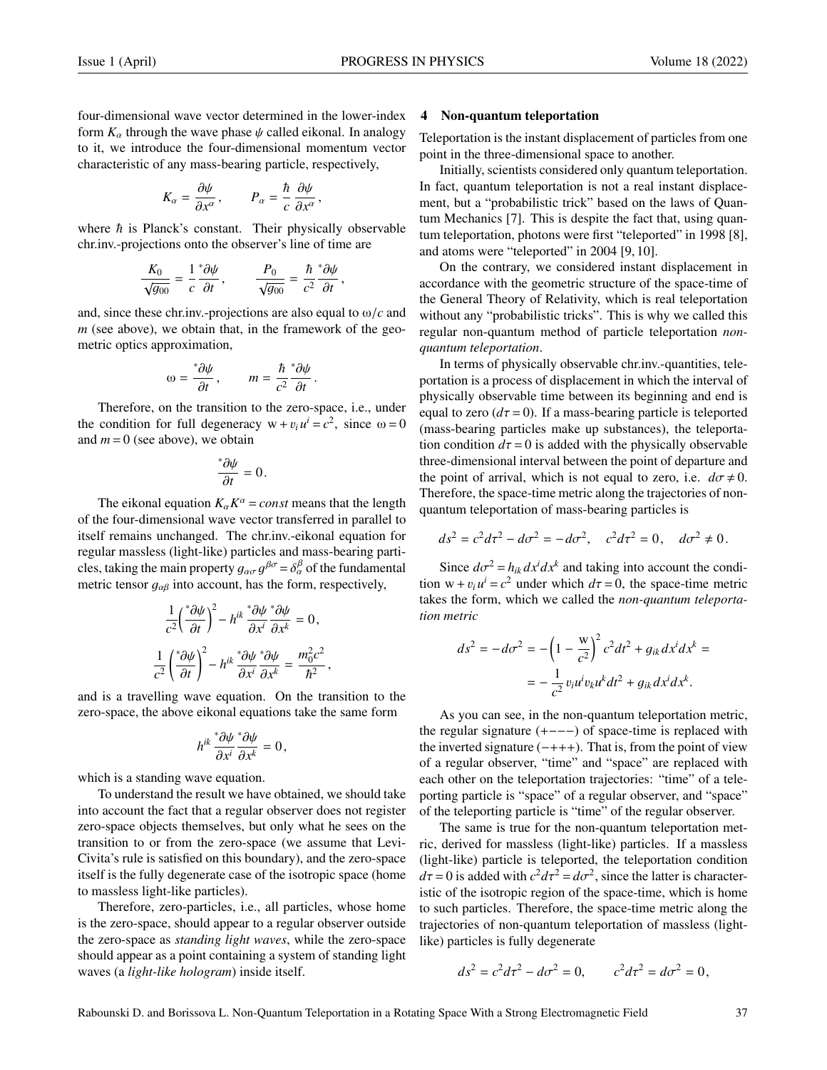four-dimensional wave vector determined in the lower-index form $K_\alpha$ through the wave phase $\psi$ called eikonal. In analogy to it, we introduce the four-dimensional momentum vector characteristic of any mass-bearing particle, respectively,

$$K_\alpha = \frac{\partial \psi}{\partial x^\alpha}\,, \qquad P_\alpha = \frac{\hbar}{c}\,\frac{\partial \psi}{\partial x^\alpha}\,,$$

where $\hbar$ is Planck's constant. Their physically observable chr.inv.-projections onto the observer's line of time are

$$\frac{K_0}{\sqrt{g_{00}}} = \frac{1}{c}\,\frac{^*\partial \psi}{\partial t}\,, \qquad \frac{P_0}{\sqrt{g_{00}}} = \frac{\hbar}{c^2}\,\frac{^*\partial \psi}{\partial t}\,,$$

and, since these chr.inv.-projections are also equal to $\omega/c$ and $m$ (see above), we obtain that, in the framework of the geometric optics approximation,

$$\omega = \frac{^*\partial \psi}{\partial t}\,, \qquad m = \frac{\hbar}{c^2}\,\frac{^*\partial \psi}{\partial t}\,.$$

Therefore, on the transition to the zero-space, i.e., under the condition for full degeneracy $\mathrm{w} + v_i u^i = c^2$, since $\omega = 0$ and $m = 0$ (see above), we obtain

$$\frac{^*\partial \psi}{\partial t} = 0\,.$$

The eikonal equation $K_\alpha K^\alpha = const$ means that the length of the four-dimensional wave vector transferred in parallel to itself remains unchanged. The chr.inv.-eikonal equation for regular massless (light-like) particles and mass-bearing particles, taking the main property $g_{\alpha\sigma}\,g^{\beta\sigma} = \delta^\beta_\alpha$ of the fundamental metric tensor $g_{\alpha\beta}$ into account, has the form, respectively,

$$\frac{1}{c^2}\left(\frac{^*\partial \psi}{\partial t}\right)^2 - h^{ik}\,\frac{^*\partial \psi}{\partial x^i}\,\frac{^*\partial \psi}{\partial x^k} = 0\,,$$

$$\frac{1}{c^2}\left(\frac{^*\partial \psi}{\partial t}\right)^2 - h^{ik}\,\frac{^*\partial \psi}{\partial x^i}\,\frac{^*\partial \psi}{\partial x^k} = \frac{m_0^2 c^2}{\hbar^2}\,,$$

and is a travelling wave equation. On the transition to the zero-space, the above eikonal equations take the same form

$$h^{ik}\,\frac{^*\partial \psi}{\partial x^i}\,\frac{^*\partial \psi}{\partial x^k} = 0\,,$$

which is a standing wave equation.

To understand the result we have obtained, we should take into account the fact that a regular observer does not register zero-space objects themselves, but only what he sees on the transition to or from the zero-space (we assume that Levi-Civita's rule is satisfied on this boundary), and the zero-space itself is the fully degenerate case of the isotropic space (home to massless light-like particles).

Therefore, zero-particles, i.e., all particles, whose home is the zero-space, should appear to a regular observer outside the zero-space as *standing light waves*, while the zero-space should appear as a point containing a system of standing light waves (a *light-like hologram*) inside itself.

## 4 Non-quantum teleportation

Teleportation is the instant displacement of particles from one point in the three-dimensional space to another.

Initially, scientists considered only quantum teleportation. In fact, quantum teleportation is not a real instant displacement, but a "probabilistic trick" based on the laws of Quantum Mechanics [7]. This is despite the fact that, using quantum teleportation, photons were first "teleported" in 1998 [8], and atoms were "teleported" in 2004 [9, 10].

On the contrary, we considered instant displacement in accordance with the geometric structure of the space-time of the General Theory of Relativity, which is real teleportation without any "probabilistic tricks". This is why we called this regular non-quantum method of particle teleportation *non-quantum teleportation*.

In terms of physically observable chr.inv.-quantities, teleportation is a process of displacement in which the interval of physically observable time between its beginning and end is equal to zero ($d\tau = 0$). If a mass-bearing particle is teleported (mass-bearing particles make up substances), the teleportation condition $d\tau = 0$ is added with the physically observable three-dimensional interval between the point of departure and the point of arrival, which is not equal to zero, i.e. $d\sigma \neq 0$. Therefore, the space-time metric along the trajectories of non-quantum teleportation of mass-bearing particles is

$$ds^2 = c^2 d\tau^2 - d\sigma^2 = -d\sigma^2, \quad c^2 d\tau^2 = 0, \quad d\sigma^2 \neq 0\,.$$

Since $d\sigma^2 = h_{ik}\,dx^i dx^k$ and taking into account the condition $\mathrm{w} + v_i u^i = c^2$ under which $d\tau = 0$, the space-time metric takes the form, which we called the *non-quantum teleportation metric*

$$ds^2 = -d\sigma^2 = -\left(1 - \frac{\mathrm{w}}{c^2}\right)^2 c^2 dt^2 + g_{ik}\,dx^i dx^k = $$
$$= -\frac{1}{c^2}\,v_i u^i v_k u^k dt^2 + g_{ik}\,dx^i dx^k.$$

As you can see, in the non-quantum teleportation metric, the regular signature $(+---)$ of space-time is replaced with the inverted signature $(-+++)$. That is, from the point of view of a regular observer, "time" and "space" are replaced with each other on the teleportation trajectories: "time" of a teleporting particle is "space" of a regular observer, and "space" of the teleporting particle is "time" of the regular observer.

The same is true for the non-quantum teleportation metric, derived for massless (light-like) particles. If a massless (light-like) particle is teleported, the teleportation condition $d\tau = 0$ is added with $c^2 d\tau^2 = d\sigma^2$, since the latter is characteristic of the isotropic region of the space-time, which is home to such particles. Therefore, the space-time metric along the trajectories of non-quantum teleportation of massless (light-like) particles is fully degenerate

$$ds^2 = c^2 d\tau^2 - d\sigma^2 = 0, \qquad c^2 d\tau^2 = d\sigma^2 = 0\,,$$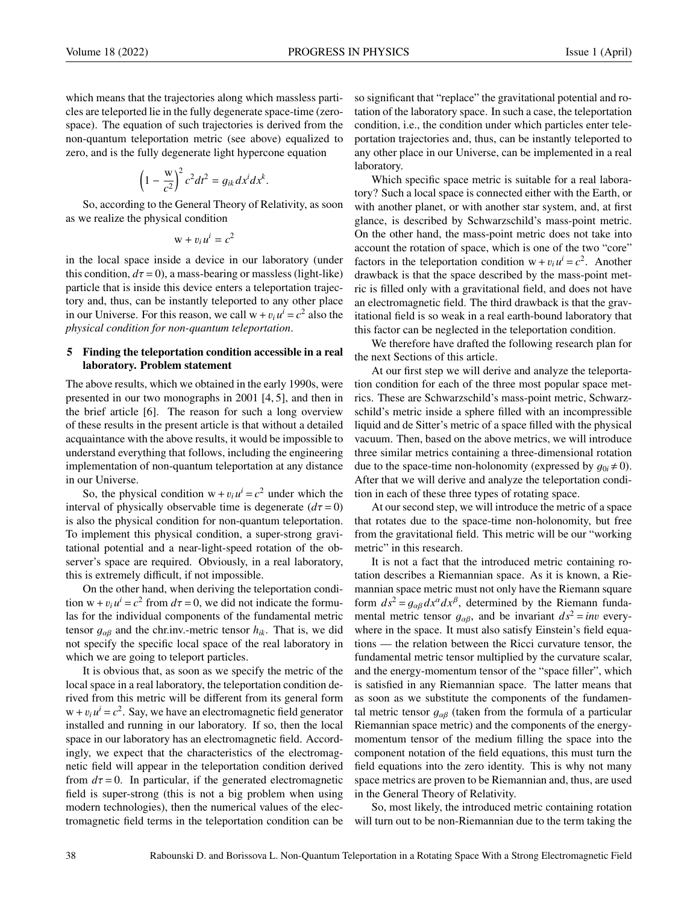which means that the trajectories along which massless particles are teleported lie in the fully degenerate space-time (zero-space). The equation of such trajectories is derived from the non-quantum teleportation metric (see above) equalized to zero, and is the fully degenerate light hypercone equation

$$\left(1 - \frac{\mathrm{w}}{c^2}\right)^2 c^2 dt^2 = g_{ik}\, dx^i dx^k .$$

So, according to the General Theory of Relativity, as soon as we realize the physical condition

$$\mathrm{w} + v_i u^i = c^2$$

in the local space inside a device in our laboratory (under this condition, $d\tau = 0$), a mass-bearing or massless (light-like) particle that is inside this device enters a teleportation trajectory and, thus, can be instantly teleported to any other place in our Universe. For this reason, we call $\mathrm{w} + v_i u^i = c^2$ also the *physical condition for non-quantum teleportation*.

## 5 Finding the teleportation condition accessible in a real laboratory. Problem statement

The above results, which we obtained in the early 1990s, were presented in our two monographs in 2001 [4, 5], and then in the brief article [6]. The reason for such a long overview of these results in the present article is that without a detailed acquaintance with the above results, it would be impossible to understand everything that follows, including the engineering implementation of non-quantum teleportation at any distance in our Universe.

So, the physical condition $\mathrm{w} + v_i u^i = c^2$ under which the interval of physically observable time is degenerate ($d\tau = 0$) is also the physical condition for non-quantum teleportation. To implement this physical condition, a super-strong gravitational potential and a near-light-speed rotation of the observer's space are required. Obviously, in a real laboratory, this is extremely difficult, if not impossible.

On the other hand, when deriving the teleportation condition $\mathrm{w} + v_i u^i = c^2$ from $d\tau = 0$, we did not indicate the formulas for the individual components of the fundamental metric tensor $g_{\alpha\beta}$ and the chr.inv.-metric tensor $h_{ik}$. That is, we did not specify the specific local space of the real laboratory in which we are going to teleport particles.

It is obvious that, as soon as we specify the metric of the local space in a real laboratory, the teleportation condition derived from this metric will be different from its general form $\mathrm{w} + v_i u^i = c^2$. Say, we have an electromagnetic field generator installed and running in our laboratory. If so, then the local space in our laboratory has an electromagnetic field. Accordingly, we expect that the characteristics of the electromagnetic field will appear in the teleportation condition derived from $d\tau = 0$. In particular, if the generated electromagnetic field is super-strong (this is not a big problem when using modern technologies), then the numerical values of the electromagnetic field terms in the teleportation condition can be so significant that "replace" the gravitational potential and rotation of the laboratory space. In such a case, the teleportation condition, i.e., the condition under which particles enter teleportation trajectories and, thus, can be instantly teleported to any other place in our Universe, can be implemented in a real laboratory.

Which specific space metric is suitable for a real laboratory? Such a local space is connected either with the Earth, or with another planet, or with another star system, and, at first glance, is described by Schwarzschild's mass-point metric. On the other hand, the mass-point metric does not take into account the rotation of space, which is one of the two "core" factors in the teleportation condition $\mathrm{w} + v_i u^i = c^2$. Another drawback is that the space described by the mass-point metric is filled only with a gravitational field, and does not have an electromagnetic field. The third drawback is that the gravitational field is so weak in a real earth-bound laboratory that this factor can be neglected in the teleportation condition.

We therefore have drafted the following research plan for the next Sections of this article.

At our first step we will derive and analyze the teleportation condition for each of the three most popular space metrics. These are Schwarzschild's mass-point metric, Schwarzschild's metric inside a sphere filled with an incompressible liquid and de Sitter's metric of a space filled with the physical vacuum. Then, based on the above metrics, we will introduce three similar metrics containing a three-dimensional rotation due to the space-time non-holonomity (expressed by $g_{0i} \neq 0$). After that we will derive and analyze the teleportation condition in each of these three types of rotating space.

At our second step, we will introduce the metric of a space that rotates due to the space-time non-holonomity, but free from the gravitational field. This metric will be our "working metric" in this research.

It is not a fact that the introduced metric containing rotation describes a Riemannian space. As it is known, a Riemannian space metric must not only have the Riemann square form $ds^2 = g_{\alpha\beta}\, dx^\alpha dx^\beta$, determined by the Riemann fundamental metric tensor $g_{\alpha\beta}$, and be invariant $ds^2 = inv$ everywhere in the space. It must also satisfy Einstein's field equations — the relation between the Ricci curvature tensor, the fundamental metric tensor multiplied by the curvature scalar, and the energy-momentum tensor of the "space filler", which is satisfied in any Riemannian space. The latter means that as soon as we substitute the components of the fundamental metric tensor $g_{\alpha\beta}$ (taken from the formula of a particular Riemannian space metric) and the components of the energy-momentum tensor of the medium filling the space into the component notation of the field equations, this must turn the field equations into the zero identity. This is why not many space metrics are proven to be Riemannian and, thus, are used in the General Theory of Relativity.

So, most likely, the introduced metric containing rotation will turn out to be non-Riemannian due to the term taking the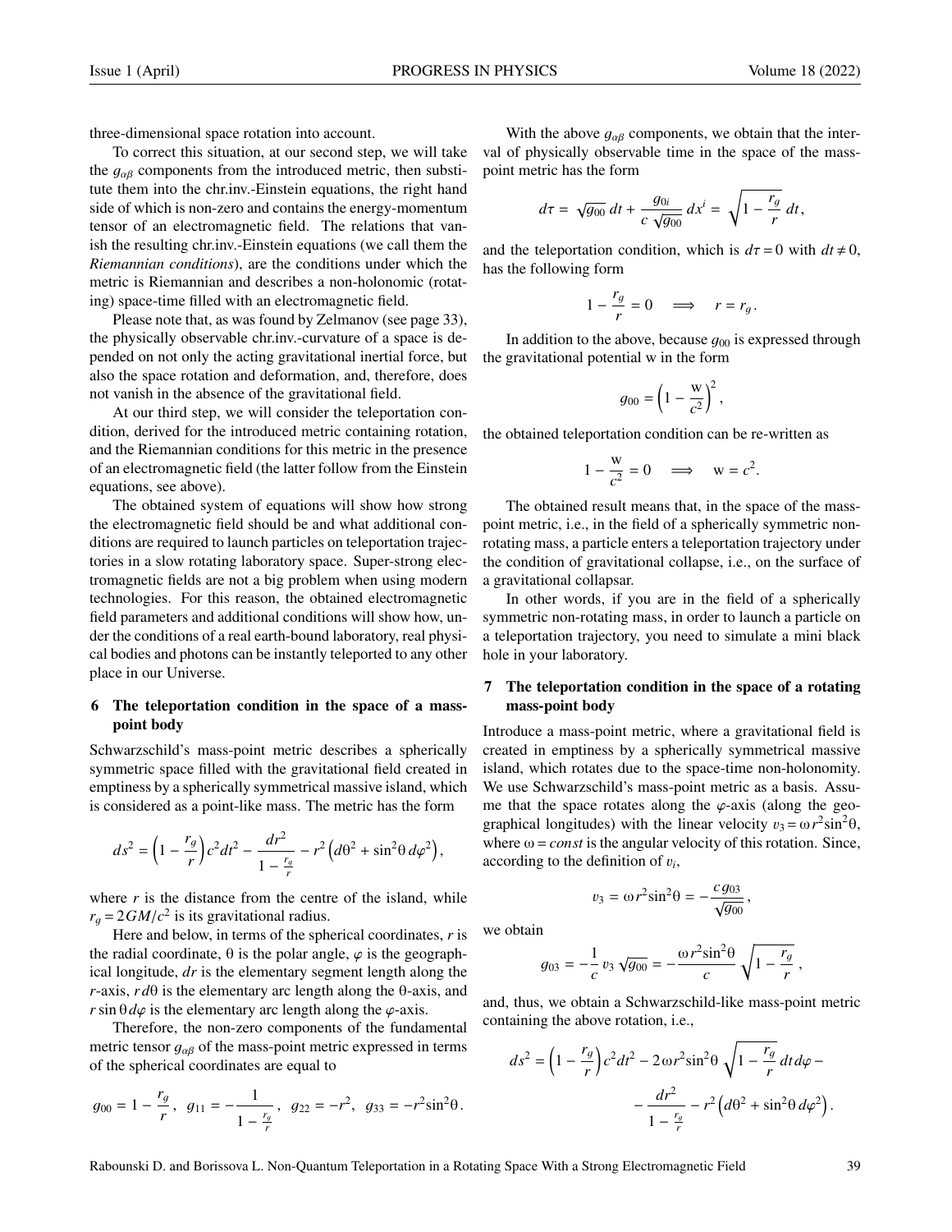three-dimensional space rotation into account.

To correct this situation, at our second step, we will take the $g_{\alpha\beta}$ components from the introduced metric, then substitute them into the chr.inv.-Einstein equations, the right hand side of which is non-zero and contains the energy-momentum tensor of an electromagnetic field. The relations that vanish the resulting chr.inv.-Einstein equations (we call them the *Riemannian conditions*), are the conditions under which the metric is Riemannian and describes a non-holonomic (rotating) space-time filled with an electromagnetic field.

Please note that, as was found by Zelmanov (see page 33), the physically observable chr.inv.-curvature of a space is depended on not only the acting gravitational inertial force, but also the space rotation and deformation, and, therefore, does not vanish in the absence of the gravitational field.

At our third step, we will consider the teleportation condition, derived for the introduced metric containing rotation, and the Riemannian conditions for this metric in the presence of an electromagnetic field (the latter follow from the Einstein equations, see above).

The obtained system of equations will show how strong the electromagnetic field should be and what additional conditions are required to launch particles on teleportation trajectories in a slow rotating laboratory space. Super-strong electromagnetic fields are not a big problem when using modern technologies. For this reason, the obtained electromagnetic field parameters and additional conditions will show how, under the conditions of a real earth-bound laboratory, real physical bodies and photons can be instantly teleported to any other place in our Universe.

## 6 The teleportation condition in the space of a mass-point body

Schwarzschild's mass-point metric describes a spherically symmetric space filled with the gravitational field created in emptiness by a spherically symmetrical massive island, which is considered as a point-like mass. The metric has the form

$$ds^2 = \left(1 - \frac{r_g}{r}\right)c^2 dt^2 - \frac{dr^2}{1 - \frac{r_g}{r}} - r^2\left(d\theta^2 + \sin^2\theta\, d\varphi^2\right),$$

where $r$ is the distance from the centre of the island, while $r_g = 2GM/c^2$ is its gravitational radius.

Here and below, in terms of the spherical coordinates, $r$ is the radial coordinate, $\theta$ is the polar angle, $\varphi$ is the geographical longitude, $dr$ is the elementary segment length along the $r$-axis, $r\,d\theta$ is the elementary arc length along the $\theta$-axis, and $r\sin\theta\, d\varphi$ is the elementary arc length along the $\varphi$-axis.

Therefore, the non-zero components of the fundamental metric tensor $g_{\alpha\beta}$ of the mass-point metric expressed in terms of the spherical coordinates are equal to

$$g_{00} = 1 - \frac{r_g}{r}\,, \quad g_{11} = -\frac{1}{1 - \frac{r_g}{r}}\,, \quad g_{22} = -r^2, \quad g_{33} = -r^2\sin^2\theta\,.$$

With the above $g_{\alpha\beta}$ components, we obtain that the interval of physically observable time in the space of the mass-point metric has the form

$$d\tau = \sqrt{g_{00}}\, dt + \frac{g_{0i}}{c\sqrt{g_{00}}}\, dx^i = \sqrt{1 - \frac{r_g}{r}}\, dt\,,$$

and the teleportation condition, which is $d\tau = 0$ with $dt \neq 0$, has the following form

$$1 - \frac{r_g}{r} = 0 \quad \Longrightarrow \quad r = r_g\,.$$

In addition to the above, because $g_{00}$ is expressed through the gravitational potential w in the form

$$g_{00} = \left(1 - \frac{\mathrm{w}}{c^2}\right)^2,$$

the obtained teleportation condition can be re-written as

$$1 - \frac{\mathrm{w}}{c^2} = 0 \quad \Longrightarrow \quad \mathrm{w} = c^2.$$

The obtained result means that, in the space of the mass-point metric, i.e., in the field of a spherically symmetric non-rotating mass, a particle enters a teleportation trajectory under the condition of gravitational collapse, i.e., on the surface of a gravitational collapsar.

In other words, if you are in the field of a spherically symmetric non-rotating mass, in order to launch a particle on a teleportation trajectory, you need to simulate a mini black hole in your laboratory.

## 7 The teleportation condition in the space of a rotating mass-point body

Introduce a mass-point metric, where a gravitational field is created in emptiness by a spherically symmetrical massive island, which rotates due to the space-time non-holonomity. We use Schwarzschild's mass-point metric as a basis. Assume that the space rotates along the $\varphi$-axis (along the geographical longitudes) with the linear velocity $v_3 = \omega r^2\sin^2\theta$, where $\omega = const$ is the angular velocity of this rotation. Since, according to the definition of $v_i$,

$$v_3 = \omega r^2\sin^2\theta = -\frac{c\, g_{03}}{\sqrt{g_{00}}}\,,$$

we obtain

$$g_{03} = -\frac{1}{c}\, v_3\sqrt{g_{00}} = -\frac{\omega r^2\sin^2\theta}{c}\sqrt{1 - \frac{r_g}{r}}\,,$$

and, thus, we obtain a Schwarzschild-like mass-point metric containing the above rotation, i.e.,

$$ds^2 = \left(1 - \frac{r_g}{r}\right)c^2 dt^2 - 2\omega r^2\sin^2\theta\sqrt{1 - \frac{r_g}{r}}\, dt\, d\varphi - \frac{dr^2}{1 - \frac{r_g}{r}} - r^2\left(d\theta^2 + \sin^2\theta\, d\varphi^2\right).$$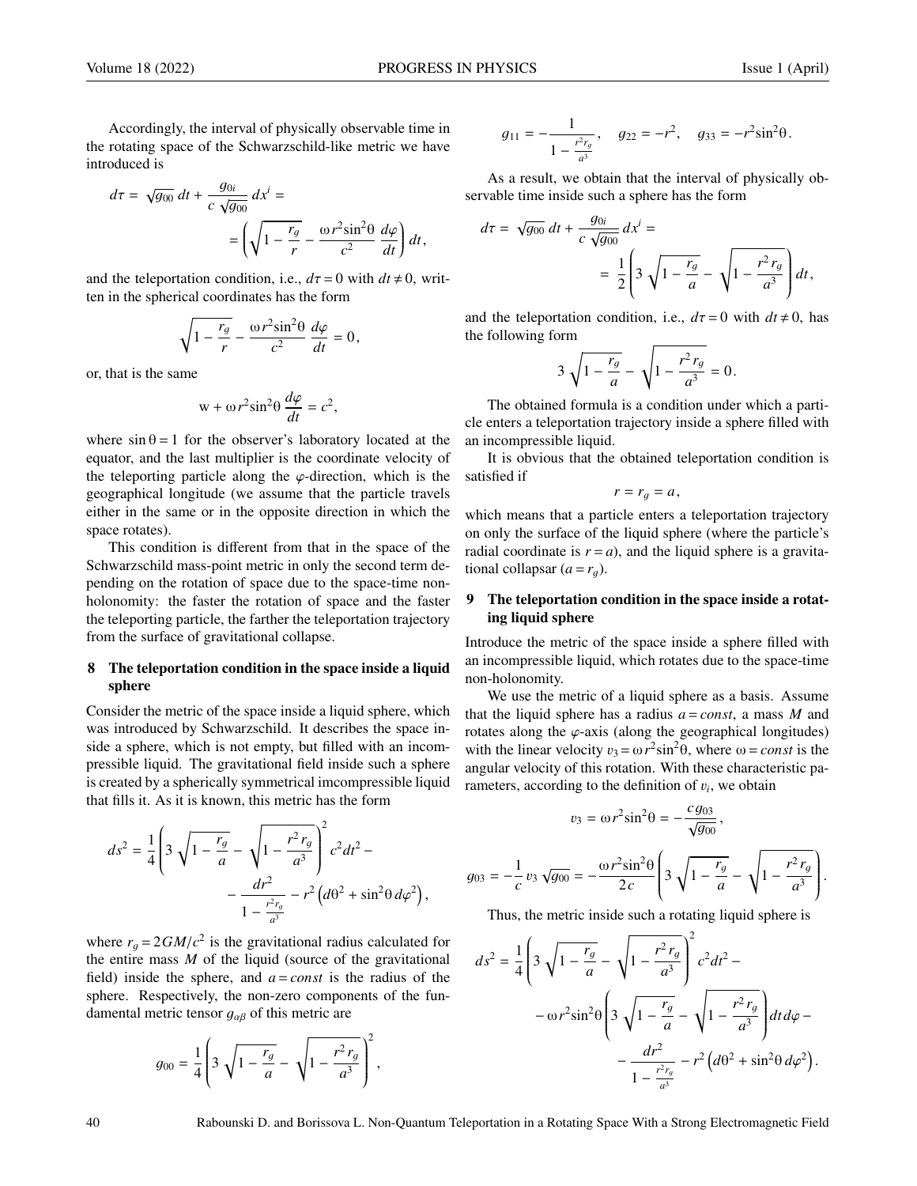Accordingly, the interval of physically observable time in the rotating space of the Schwarzschild-like metric we have introduced is

$$d\tau = \sqrt{g_{00}}\,dt + \frac{g_{0i}}{c\sqrt{g_{00}}}\,dx^i = \\ = \left(\sqrt{1-\frac{r_g}{r}} - \frac{\omega r^2 \sin^2\theta}{c^2}\,\frac{d\varphi}{dt}\right) dt\,,$$

and the teleportation condition, i.e., $d\tau = 0$ with $dt \neq 0$, written in the spherical coordinates has the form

$$\sqrt{1-\frac{r_g}{r}} - \frac{\omega r^2 \sin^2\theta}{c^2}\,\frac{d\varphi}{dt} = 0\,,$$

or, that is the same

$$\mathrm{w} + \omega r^2 \sin^2\theta\,\frac{d\varphi}{dt} = c^2,$$

where $\sin\theta = 1$ for the observer's laboratory located at the equator, and the last multiplier is the coordinate velocity of the teleporting particle along the $\varphi$-direction, which is the geographical longitude (we assume that the particle travels either in the same or in the opposite direction in which the space rotates).

This condition is different from that in the space of the Schwarzschild mass-point metric in only the second term depending on the rotation of space due to the space-time non-holonomity: the faster the rotation of space and the faster the teleporting particle, the farther the teleportation trajectory from the surface of gravitational collapse.

## 8 The teleportation condition in the space inside a liquid sphere

Consider the metric of the space inside a liquid sphere, which was introduced by Schwarzschild. It describes the space inside a sphere, which is not empty, but filled with an incompressible liquid. The gravitational field inside such a sphere is created by a spherically symmetrical imcompressible liquid that fills it. As it is known, this metric has the form

$$ds^2 = \frac{1}{4}\left(3\sqrt{1-\frac{r_g}{a}} - \sqrt{1-\frac{r^2 r_g}{a^3}}\right)^2 c^2 dt^2 - \\ - \frac{dr^2}{1-\frac{r^2 r_g}{a^3}} - r^2\left(d\theta^2 + \sin^2\theta\,d\varphi^2\right),$$

where $r_g = 2GM/c^2$ is the gravitational radius calculated for the entire mass $M$ of the liquid (source of the gravitational field) inside the sphere, and $a = const$ is the radius of the sphere. Respectively, the non-zero components of the fundamental metric tensor $g_{\alpha\beta}$ of this metric are

$$g_{00} = \frac{1}{4}\left(3\sqrt{1-\frac{r_g}{a}} - \sqrt{1-\frac{r^2 r_g}{a^3}}\right)^2,$$

$$g_{11} = -\frac{1}{1-\frac{r^2 r_g}{a^3}}\,, \quad g_{22} = -r^2, \quad g_{33} = -r^2\sin^2\theta\,.$$

As a result, we obtain that the interval of physically observable time inside such a sphere has the form

$$d\tau = \sqrt{g_{00}}\,dt + \frac{g_{0i}}{c\sqrt{g_{00}}}\,dx^i = \\ = \frac{1}{2}\left(3\sqrt{1-\frac{r_g}{a}} - \sqrt{1-\frac{r^2 r_g}{a^3}}\right) dt\,,$$

and the teleportation condition, i.e., $d\tau = 0$ with $dt \neq 0$, has the following form

$$3\sqrt{1-\frac{r_g}{a}} - \sqrt{1-\frac{r^2 r_g}{a^3}} = 0\,.$$

The obtained formula is a condition under which a particle enters a teleportation trajectory inside a sphere filled with an incompressible liquid.

It is obvious that the obtained teleportation condition is satisfied if

$$r = r_g = a\,,$$

which means that a particle enters a teleportation trajectory on only the surface of the liquid sphere (where the particle's radial coordinate is $r = a$), and the liquid sphere is a gravitational collapsar ($a = r_g$).

## 9 The teleportation condition in the space inside a rotating liquid sphere

Introduce the metric of the space inside a sphere filled with an incompressible liquid, which rotates due to the space-time non-holonomity.

We use the metric of a liquid sphere as a basis. Assume that the liquid sphere has a radius $a = const$, a mass $M$ and rotates along the $\varphi$-axis (along the geographical longitudes) with the linear velocity $v_3 = \omega r^2 \sin^2\theta$, where $\omega = const$ is the angular velocity of this rotation. With these characteristic parameters, according to the definition of $v_i$, we obtain

$$v_3 = \omega r^2 \sin^2\theta = -\frac{c\,g_{03}}{\sqrt{g_{00}}}\,,$$

$$g_{03} = -\frac{1}{c}\,v_3\sqrt{g_{00}} = -\frac{\omega r^2 \sin^2\theta}{2c}\left(3\sqrt{1-\frac{r_g}{a}} - \sqrt{1-\frac{r^2 r_g}{a^3}}\right).$$

Thus, the metric inside such a rotating liquid sphere is

$$ds^2 = \frac{1}{4}\left(3\sqrt{1-\frac{r_g}{a}} - \sqrt{1-\frac{r^2 r_g}{a^3}}\right)^2 c^2 dt^2 - \\ - \omega r^2 \sin^2\theta\left(3\sqrt{1-\frac{r_g}{a}} - \sqrt{1-\frac{r^2 r_g}{a^3}}\right) dt\,d\varphi - \\ - \frac{dr^2}{1-\frac{r^2 r_g}{a^3}} - r^2\left(d\theta^2 + \sin^2\theta\,d\varphi^2\right).$$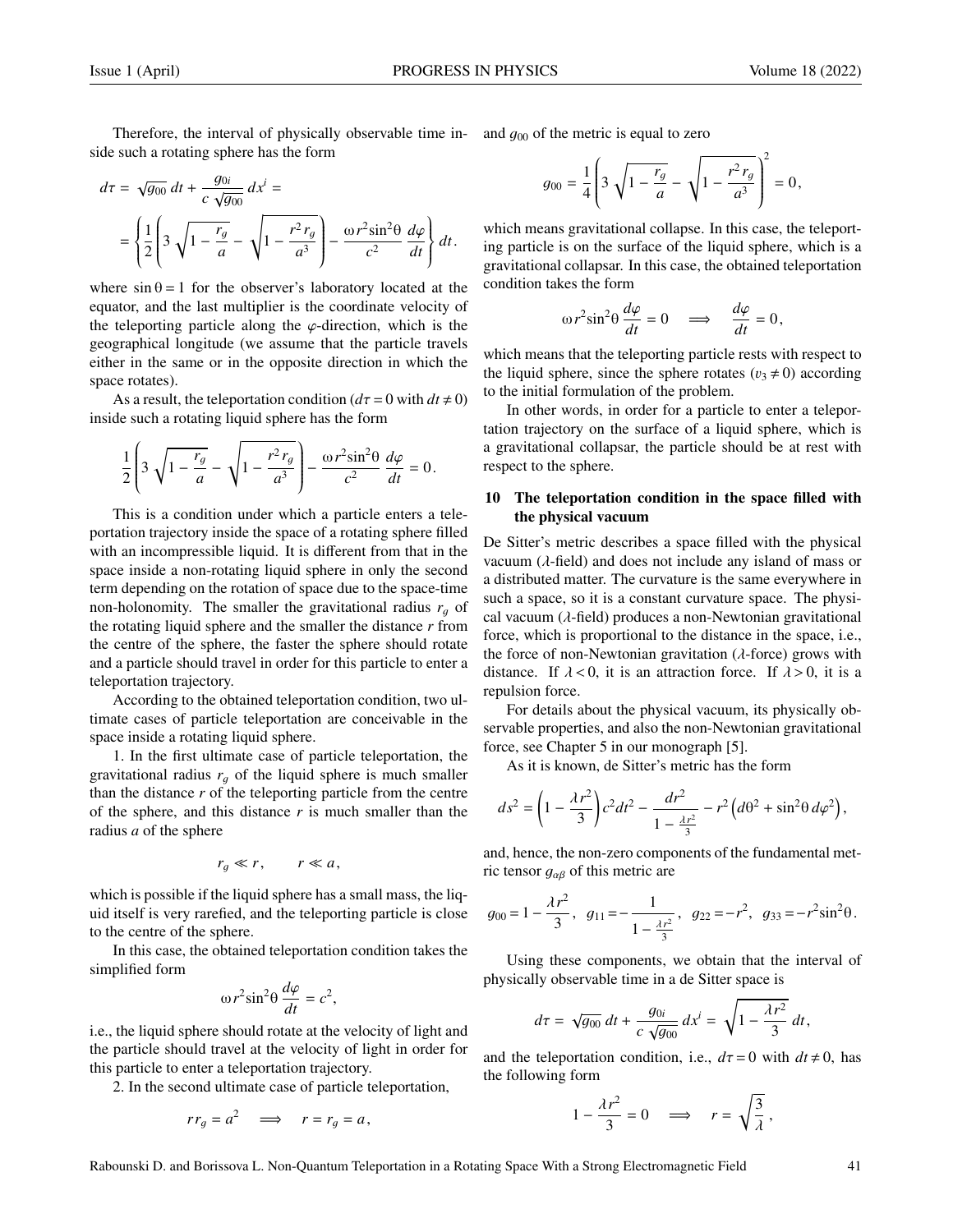Therefore, the interval of physically observable time inside such a rotating sphere has the form

$$d\tau = \sqrt{g_{00}}\,dt + \frac{g_{0i}}{c\sqrt{g_{00}}}\,dx^i =$$

$$= \left\{ \frac{1}{2}\left( 3\sqrt{1-\frac{r_g}{a}} - \sqrt{1-\frac{r^2 r_g}{a^3}} \right) - \frac{\omega r^2 \sin^2\theta}{c^2}\,\frac{d\varphi}{dt} \right\} dt\,.$$

where $\sin\theta = 1$ for the observer's laboratory located at the equator, and the last multiplier is the coordinate velocity of the teleporting particle along the $\varphi$-direction, which is the geographical longitude (we assume that the particle travels either in the same or in the opposite direction in which the space rotates).

As a result, the teleportation condition ($d\tau = 0$ with $dt \neq 0$) inside such a rotating liquid sphere has the form

$$\frac{1}{2}\left( 3\sqrt{1-\frac{r_g}{a}} - \sqrt{1-\frac{r^2 r_g}{a^3}} \right) - \frac{\omega r^2 \sin^2\theta}{c^2}\,\frac{d\varphi}{dt} = 0\,.$$

This is a condition under which a particle enters a teleportation trajectory inside the space of a rotating sphere filled with an incompressible liquid. It is different from that in the space inside a non-rotating liquid sphere in only the second term depending on the rotation of space due to the space-time non-holonomity. The smaller the gravitational radius $r_g$ of the rotating liquid sphere and the smaller the distance $r$ from the centre of the sphere, the faster the sphere should rotate and a particle should travel in order for this particle to enter a teleportation trajectory.

According to the obtained teleportation condition, two ultimate cases of particle teleportation are conceivable in the space inside a rotating liquid sphere.

1. In the first ultimate case of particle teleportation, the gravitational radius $r_g$ of the liquid sphere is much smaller than the distance $r$ of the teleporting particle from the centre of the sphere, and this distance $r$ is much smaller than the radius $a$ of the sphere

$$r_g \ll r\,, \qquad r \ll a\,,$$

which is possible if the liquid sphere has a small mass, the liquid itself is very rarefied, and the teleporting particle is close to the centre of the sphere.

In this case, the obtained teleportation condition takes the simplified form

$$\omega r^2 \sin^2\theta\,\frac{d\varphi}{dt} = c^2,$$

i.e., the liquid sphere should rotate at the velocity of light and the particle should travel at the velocity of light in order for this particle to enter a teleportation trajectory.

2. In the second ultimate case of particle teleportation,

$$r\,r_g = a^2 \quad \Longrightarrow \quad r = r_g = a\,,$$

and $g_{00}$ of the metric is equal to zero

$$g_{00} = \frac{1}{4}\left( 3\sqrt{1-\frac{r_g}{a}} - \sqrt{1-\frac{r^2 r_g}{a^3}} \right)^2 = 0\,,$$

which means gravitational collapse. In this case, the teleporting particle is on the surface of the liquid sphere, which is a gravitational collapsar. In this case, the obtained teleportation condition takes the form

$$\omega r^2 \sin^2\theta\,\frac{d\varphi}{dt} = 0 \quad \Longrightarrow \quad \frac{d\varphi}{dt} = 0\,,$$

which means that the teleporting particle rests with respect to the liquid sphere, since the sphere rotates ($v_3 \neq 0$) according to the initial formulation of the problem.

In other words, in order for a particle to enter a teleportation trajectory on the surface of a liquid sphere, which is a gravitational collapsar, the particle should be at rest with respect to the sphere.

## 10 The teleportation condition in the space filled with the physical vacuum

De Sitter's metric describes a space filled with the physical vacuum ($\lambda$-field) and does not include any island of mass or a distributed matter. The curvature is the same everywhere in such a space, so it is a constant curvature space. The physical vacuum ($\lambda$-field) produces a non-Newtonian gravitational force, which is proportional to the distance in the space, i.e., the force of non-Newtonian gravitation ($\lambda$-force) grows with distance. If $\lambda < 0$, it is an attraction force. If $\lambda > 0$, it is a repulsion force.

For details about the physical vacuum, its physically observable properties, and also the non-Newtonian gravitational force, see Chapter 5 in our monograph [5].

As it is known, de Sitter's metric has the form

$$ds^2 = \left(1 - \frac{\lambda r^2}{3}\right)c^2 dt^2 - \frac{dr^2}{1-\frac{\lambda r^2}{3}} - r^2\left(d\theta^2 + \sin^2\theta\,d\varphi^2\right),$$

and, hence, the non-zero components of the fundamental metric tensor $g_{\alpha\beta}$ of this metric are

$$g_{00} = 1 - \frac{\lambda r^2}{3}\,, \quad g_{11} = -\frac{1}{1-\frac{\lambda r^2}{3}}\,, \quad g_{22} = -r^2, \quad g_{33} = -r^2\sin^2\theta\,.$$

Using these components, we obtain that the interval of physically observable time in a de Sitter space is

$$d\tau = \sqrt{g_{00}}\,dt + \frac{g_{0i}}{c\sqrt{g_{00}}}\,dx^i = \sqrt{1-\frac{\lambda r^2}{3}}\,dt\,,$$

and the teleportation condition, i.e., $d\tau = 0$ with $dt \neq 0$, has the following form

$$1 - \frac{\lambda r^2}{3} = 0 \quad \Longrightarrow \quad r = \sqrt{\frac{3}{\lambda}}\,,$$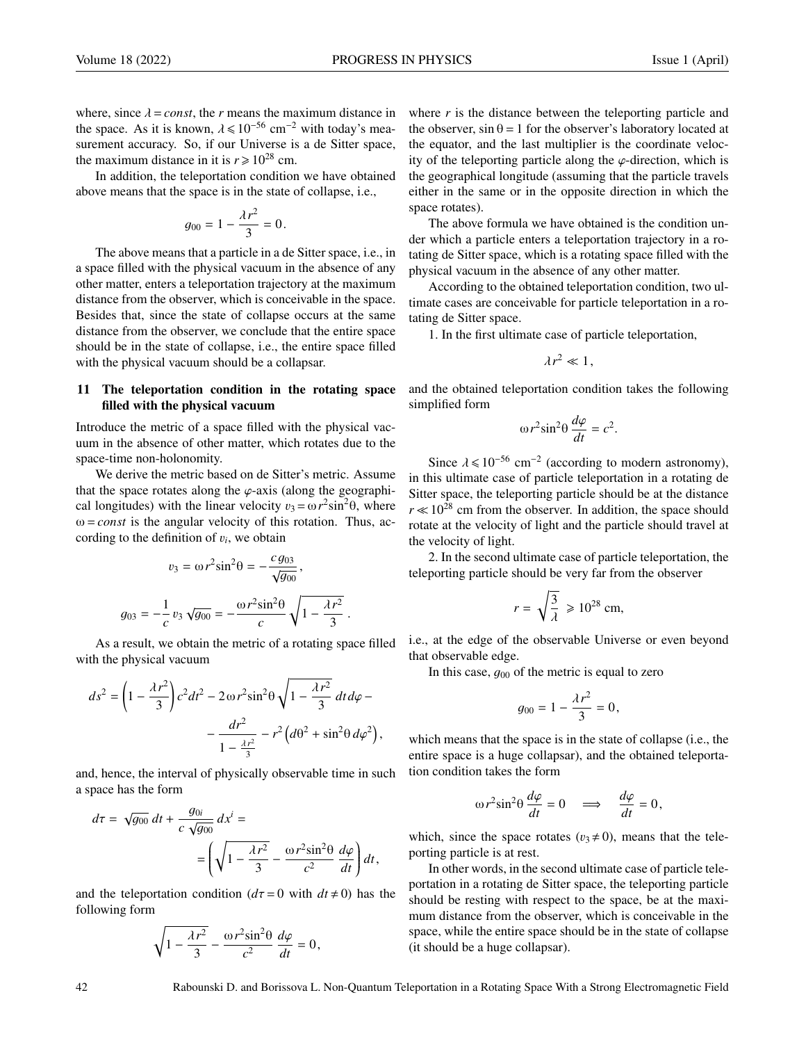where, since $\lambda = const$, the $r$ means the maximum distance in the space. As it is known, $\lambda \leqslant 10^{-56}$ cm$^{-2}$ with today's measurement accuracy. So, if our Universe is a de Sitter space, the maximum distance in it is $r \geqslant 10^{28}$ cm.

In addition, the teleportation condition we have obtained above means that the space is in the state of collapse, i.e.,

$$g_{00} = 1 - \frac{\lambda r^2}{3} = 0\,.$$

The above means that a particle in a de Sitter space, i.e., in a space filled with the physical vacuum in the absence of any other matter, enters a teleportation trajectory at the maximum distance from the observer, which is conceivable in the space. Besides that, since the state of collapse occurs at the same distance from the observer, we conclude that the entire space should be in the state of collapse, i.e., the entire space filled with the physical vacuum should be a collapsar.

## 11 The teleportation condition in the rotating space filled with the physical vacuum

Introduce the metric of a space filled with the physical vacuum in the absence of other matter, which rotates due to the space-time non-holonomity.

We derive the metric based on de Sitter's metric. Assume that the space rotates along the $\varphi$-axis (along the geographical longitudes) with the linear velocity $v_3 = \omega r^2 \sin^2\theta$, where $\omega = const$ is the angular velocity of this rotation. Thus, according to the definition of $v_i$, we obtain

$$v_3 = \omega r^2 \sin^2\theta = -\frac{c\, g_{03}}{\sqrt{g_{00}}}\,,$$

$$g_{03} = -\frac{1}{c}\, v_3 \sqrt{g_{00}} = -\frac{\omega r^2 \sin^2\theta}{c} \sqrt{1 - \frac{\lambda r^2}{3}}\,.$$

As a result, we obtain the metric of a rotating space filled with the physical vacuum

$$ds^2 = \left(1 - \frac{\lambda r^2}{3}\right) c^2 dt^2 - 2\,\omega r^2 \sin^2\theta \sqrt{1 - \frac{\lambda r^2}{3}}\, dt\, d\varphi - \frac{dr^2}{1 - \frac{\lambda r^2}{3}} - r^2 \left(d\theta^2 + \sin^2\theta\, d\varphi^2\right),$$

and, hence, the interval of physically observable time in such a space has the form

$$d\tau = \sqrt{g_{00}}\, dt + \frac{g_{0i}}{c \sqrt{g_{00}}}\, dx^i = \left( \sqrt{1 - \frac{\lambda r^2}{3}} - \frac{\omega r^2 \sin^2\theta}{c^2} \frac{d\varphi}{dt} \right) dt\,,$$

and the teleportation condition ($d\tau = 0$ with $dt \neq 0$) has the following form

$$\sqrt{1 - \frac{\lambda r^2}{3}} - \frac{\omega r^2 \sin^2\theta}{c^2} \frac{d\varphi}{dt} = 0\,,$$

where $r$ is the distance between the teleporting particle and the observer, $\sin\theta = 1$ for the observer's laboratory located at the equator, and the last multiplier is the coordinate velocity of the teleporting particle along the $\varphi$-direction, which is the geographical longitude (assuming that the particle travels either in the same or in the opposite direction in which the space rotates).

The above formula we have obtained is the condition under which a particle enters a teleportation trajectory in a rotating de Sitter space, which is a rotating space filled with the physical vacuum in the absence of any other matter.

According to the obtained teleportation condition, two ultimate cases are conceivable for particle teleportation in a rotating de Sitter space.

1. In the first ultimate case of particle teleportation,

$$\lambda r^2 \ll 1\,,$$

and the obtained teleportation condition takes the following simplified form

$$\omega r^2 \sin^2\theta \frac{d\varphi}{dt} = c^2.$$

Since $\lambda \leqslant 10^{-56}$ cm$^{-2}$ (according to modern astronomy), in this ultimate case of particle teleportation in a rotating de Sitter space, the teleporting particle should be at the distance $r \ll 10^{28}$ cm from the observer. In addition, the space should rotate at the velocity of light and the particle should travel at the velocity of light.

2. In the second ultimate case of particle teleportation, the teleporting particle should be very far from the observer

$$r = \sqrt{\frac{3}{\lambda}} \geqslant 10^{28} \text{ cm},$$

i.e., at the edge of the observable Universe or even beyond that observable edge.

In this case, $g_{00}$ of the metric is equal to zero

$$g_{00} = 1 - \frac{\lambda r^2}{3} = 0\,,$$

which means that the space is in the state of collapse (i.e., the entire space is a huge collapsar), and the obtained teleportation condition takes the form

$$\omega r^2 \sin^2\theta \frac{d\varphi}{dt} = 0 \quad \Longrightarrow \quad \frac{d\varphi}{dt} = 0\,,$$

which, since the space rotates ($v_3 \neq 0$), means that the teleporting particle is at rest.

In other words, in the second ultimate case of particle teleportation in a rotating de Sitter space, the teleporting particle should be resting with respect to the space, be at the maximum distance from the observer, which is conceivable in the space, while the entire space should be in the state of collapse (it should be a huge collapsar).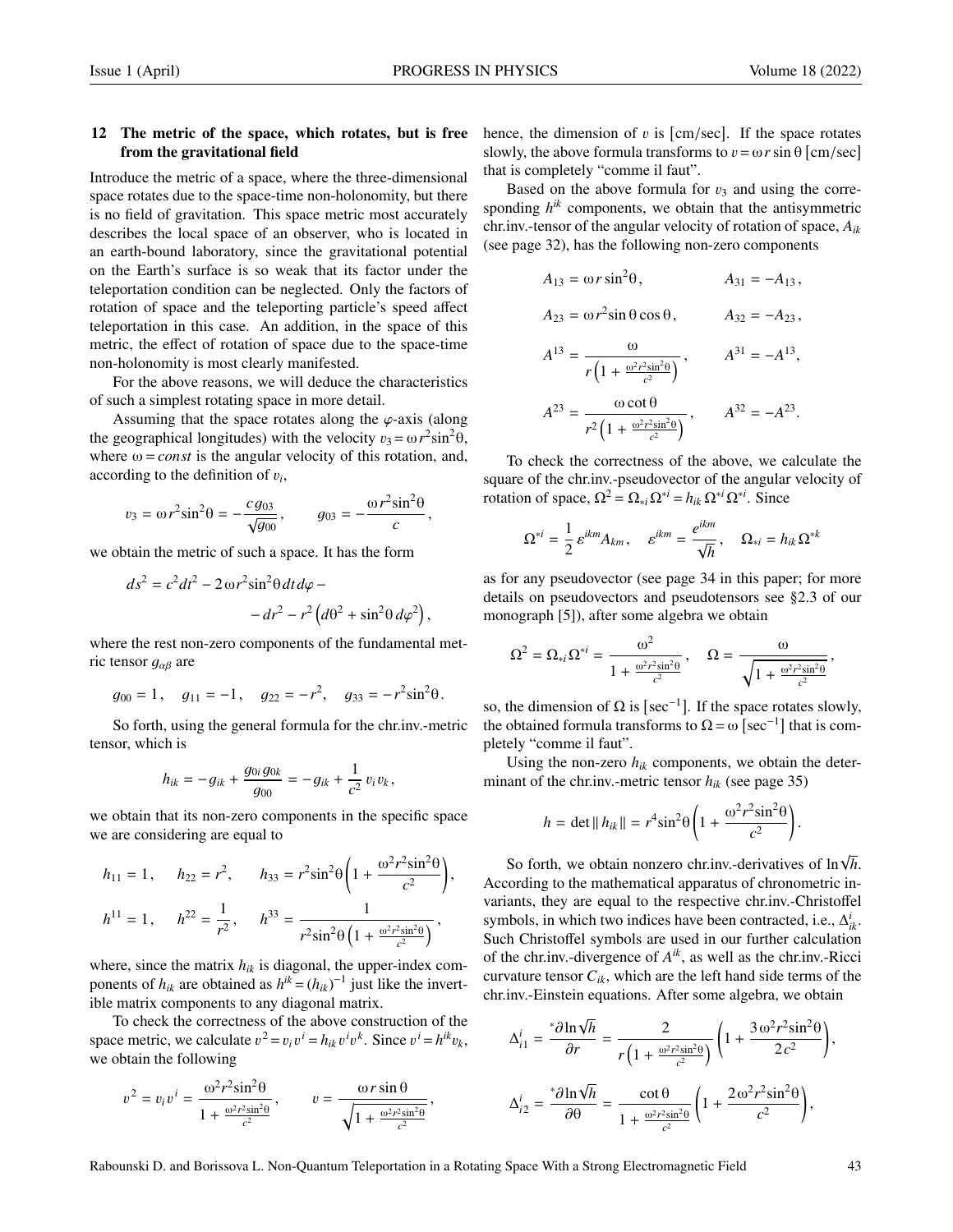## 12 The metric of the space, which rotates, but is free from the gravitational field

Introduce the metric of a space, where the three-dimensional space rotates due to the space-time non-holonomity, but there is no field of gravitation. This space metric most accurately describes the local space of an observer, who is located in an earth-bound laboratory, since the gravitational potential on the Earth's surface is so weak that its factor under the teleportation condition can be neglected. Only the factors of rotation of space and the teleporting particle's speed affect teleportation in this case. An addition, in the space of this metric, the effect of rotation of space due to the space-time non-holonomity is most clearly manifested.

For the above reasons, we will deduce the characteristics of such a simplest rotating space in more detail.

Assuming that the space rotates along the $\varphi$-axis (along the geographical longitudes) with the velocity $v_3 = \omega r^2 \sin^2\theta$, where $\omega = const$ is the angular velocity of this rotation, and, according to the definition of $v_i$,

$$v_3 = \omega r^2 \sin^2\theta = -\frac{c\,g_{03}}{\sqrt{g_{00}}}\,, \qquad g_{03} = -\frac{\omega r^2 \sin^2\theta}{c}\,,$$

we obtain the metric of such a space. It has the form

$$ds^2 = c^2 dt^2 - 2\,\omega r^2 \sin^2\theta\, dt\, d\varphi - dr^2 - r^2\left(d\theta^2 + \sin^2\theta\, d\varphi^2\right),$$

where the rest non-zero components of the fundamental metric tensor $g_{\alpha\beta}$ are

$$g_{00} = 1\,, \quad g_{11} = -1\,, \quad g_{22} = -r^2, \quad g_{33} = -r^2\sin^2\theta\,.$$

So forth, using the general formula for the chr.inv.-metric tensor, which is

$$h_{ik} = -g_{ik} + \frac{g_{0i}\,g_{0k}}{g_{00}} = -g_{ik} + \frac{1}{c^2}\,v_i v_k\,,$$

we obtain that its non-zero components in the specific space we are considering are equal to

$$h_{11} = 1\,, \quad h_{22} = r^2, \quad h_{33} = r^2\sin^2\theta\left(1 + \frac{\omega^2 r^2 \sin^2\theta}{c^2}\right),$$

$$h^{11} = 1\,, \quad h^{22} = \frac{1}{r^2}\,, \quad h^{33} = \frac{1}{r^2\sin^2\theta\left(1 + \frac{\omega^2 r^2 \sin^2\theta}{c^2}\right)}\,,$$

where, since the matrix $h_{ik}$ is diagonal, the upper-index components of $h_{ik}$ are obtained as $h^{ik} = (h_{ik})^{-1}$ just like the invertible matrix components to any diagonal matrix.

To check the correctness of the above construction of the space metric, we calculate $v^2 = v_i v^i = h_{ik} v^i v^k$. Since $v^i = h^{ik} v_k$, we obtain the following

$$v^2 = v_i v^i = \frac{\omega^2 r^2 \sin^2\theta}{1 + \frac{\omega^2 r^2 \sin^2\theta}{c^2}}\,, \qquad v = \frac{\omega r \sin\theta}{\sqrt{1 + \frac{\omega^2 r^2 \sin^2\theta}{c^2}}}\,,$$

hence, the dimension of $v$ is [cm/sec]. If the space rotates slowly, the above formula transforms to $v = \omega r \sin\theta$ [cm/sec] that is completely "comme il faut".

Based on the above formula for $v_3$ and using the corresponding $h^{ik}$ components, we obtain that the antisymmetric chr.inv.-tensor of the angular velocity of rotation of space, $A_{ik}$ (see page 32), has the following non-zero components

$$A_{13} = \omega r \sin^2\theta\,, \qquad A_{31} = -A_{13}\,,$$

$$A_{23} = \omega r^2 \sin\theta\cos\theta\,, \qquad A_{32} = -A_{23}\,,$$

$$A^{13} = \frac{\omega}{r\left(1 + \frac{\omega^2 r^2 \sin^2\theta}{c^2}\right)}\,, \qquad A^{31} = -A^{13},$$

$$A^{23} = \frac{\omega\cot\theta}{r^2\left(1 + \frac{\omega^2 r^2 \sin^2\theta}{c^2}\right)}\,, \qquad A^{32} = -A^{23}.$$

To check the correctness of the above, we calculate the square of the chr.inv.-pseudovector of the angular velocity of rotation of space, $\Omega^2 = \Omega_{*i}\,\Omega^{*i} = h_{ik}\,\Omega^{*i}\,\Omega^{*i}$. Since

$$\Omega^{*i} = \frac{1}{2}\,\varepsilon^{ikm} A_{km}\,, \quad \varepsilon^{ikm} = \frac{e^{ikm}}{\sqrt{h}}\,, \quad \Omega_{*i} = h_{ik}\,\Omega^{*k}$$

as for any pseudovector (see page 34 in this paper; for more details on pseudovectors and pseudotensors see §2.3 of our monograph [5]), after some algebra we obtain

$$\Omega^2 = \Omega_{*i}\,\Omega^{*i} = \frac{\omega^2}{1 + \frac{\omega^2 r^2 \sin^2\theta}{c^2}}\,, \quad \Omega = \frac{\omega}{\sqrt{1 + \frac{\omega^2 r^2 \sin^2\theta}{c^2}}}\,,$$

so, the dimension of $\Omega$ is [sec$^{-1}$]. If the space rotates slowly, the obtained formula transforms to $\Omega = \omega$ [sec$^{-1}$] that is completely "comme il faut".

Using the non-zero $h_{ik}$ components, we obtain the determinant of the chr.inv.-metric tensor $h_{ik}$ (see page 35)

$$h = \det\|\,h_{ik}\| = r^4 \sin^2\theta\left(1 + \frac{\omega^2 r^2 \sin^2\theta}{c^2}\right).$$

So forth, we obtain nonzero chr.inv.-derivatives of $\ln\sqrt{h}$. According to the mathematical apparatus of chronometric invariants, they are equal to the respective chr.inv.-Christoffel symbols, in which two indices have been contracted, i.e., $\Delta^i_{ik}$. Such Christoffel symbols are used in our further calculation of the chr.inv.-divergence of $A^{ik}$, as well as the chr.inv.-Ricci curvature tensor $C_{ik}$, which are the left hand side terms of the chr.inv.-Einstein equations. After some algebra, we obtain

$$\Delta^i_{i1} = \frac{{}^*\partial \ln\sqrt{h}}{\partial r} = \frac{2}{r\left(1 + \frac{\omega^2 r^2 \sin^2\theta}{c^2}\right)}\left(1 + \frac{3\,\omega^2 r^2 \sin^2\theta}{2c^2}\right),$$

$$\Delta^i_{i2} = \frac{{}^*\partial \ln\sqrt{h}}{\partial \theta} = \frac{\cot\theta}{1 + \frac{\omega^2 r^2 \sin^2\theta}{c^2}}\left(1 + \frac{2\,\omega^2 r^2 \sin^2\theta}{c^2}\right),$$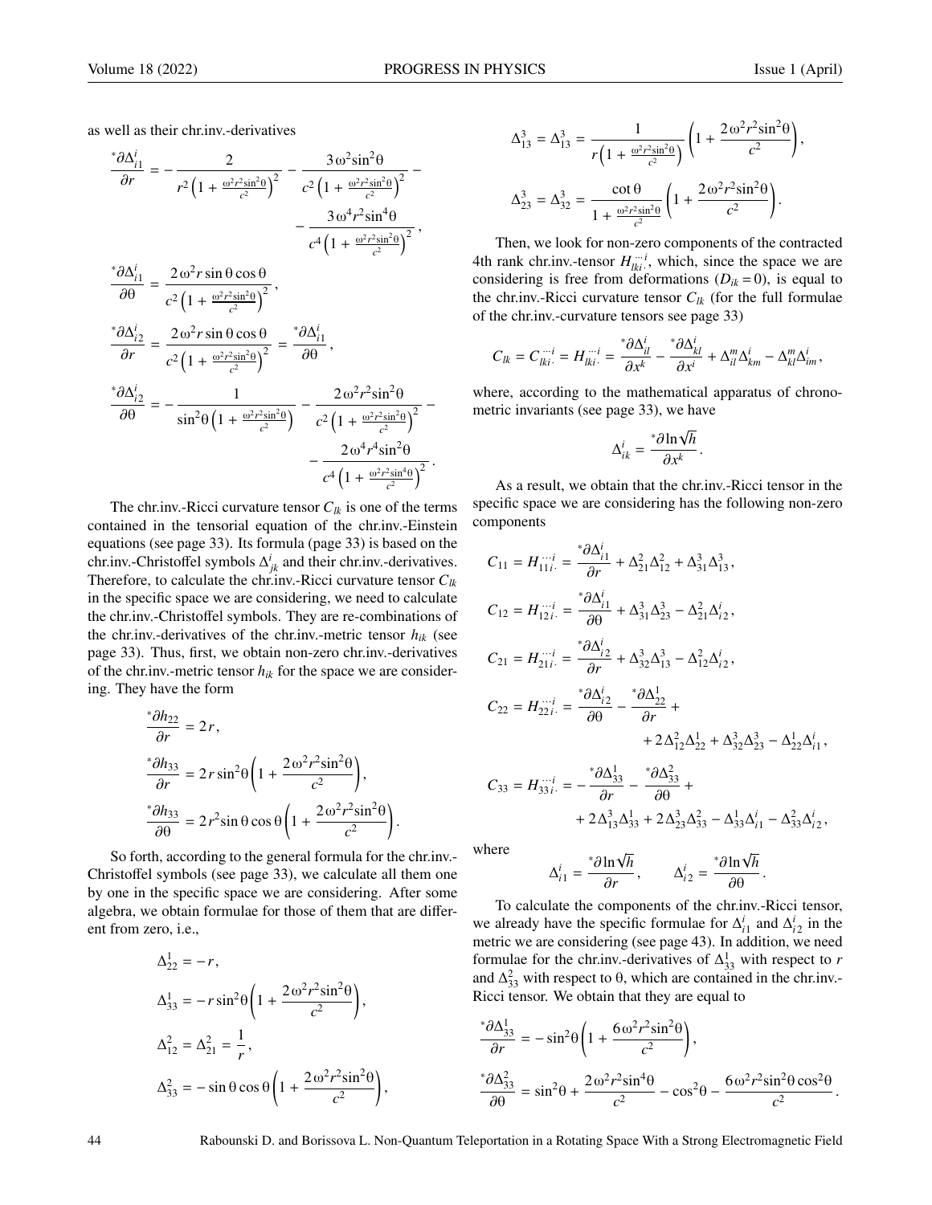as well as their chr.inv.-derivatives

$$\frac{{}^*\partial\Delta^i_{i1}}{\partial r} = -\frac{2}{r^2\left(1+\frac{\omega^2 r^2\sin^2\theta}{c^2}\right)^2} - \frac{3\,\omega^2\sin^2\theta}{c^2\left(1+\frac{\omega^2 r^2\sin^2\theta}{c^2}\right)^2} - \frac{3\,\omega^4 r^2\sin^4\theta}{c^4\left(1+\frac{\omega^2 r^2\sin^2\theta}{c^2}\right)^2},$$

$$\frac{{}^*\partial\Delta^i_{i1}}{\partial\theta} = \frac{2\,\omega^2 r\sin\theta\cos\theta}{c^2\left(1+\frac{\omega^2 r^2\sin^2\theta}{c^2}\right)^2},$$

$$\frac{{}^*\partial\Delta^i_{i2}}{\partial r} = \frac{2\,\omega^2 r\sin\theta\cos\theta}{c^2\left(1+\frac{\omega^2 r^2\sin^2\theta}{c^2}\right)^2} = \frac{{}^*\partial\Delta^i_{i1}}{\partial\theta},$$

$$\frac{{}^*\partial\Delta^i_{i2}}{\partial\theta} = -\frac{1}{\sin^2\theta\left(1+\frac{\omega^2 r^2\sin^2\theta}{c^2}\right)} - \frac{2\,\omega^2 r^2\sin^2\theta}{c^2\left(1+\frac{\omega^2 r^2\sin^2\theta}{c^2}\right)^2} - \frac{2\,\omega^4 r^4\sin^2\theta}{c^4\left(1+\frac{\omega^2 r^2\sin^4\theta}{c^2}\right)^2}.$$

The chr.inv.-Ricci curvature tensor $C_{lk}$ is one of the terms contained in the tensorial equation of the chr.inv.-Einstein equations (see page 33). Its formula (page 33) is based on the chr.inv.-Christoffel symbols $\Delta^i_{jk}$ and their chr.inv.-derivatives. Therefore, to calculate the chr.inv.-Ricci curvature tensor $C_{lk}$ in the specific space we are considering, we need to calculate the chr.inv.-Christoffel symbols. They are re-combinations of the chr.inv.-derivatives of the chr.inv.-metric tensor $h_{ik}$ (see page 33). Thus, first, we obtain non-zero chr.inv.-derivatives of the chr.inv.-metric tensor $h_{ik}$ for the space we are considering. They have the form

$$\frac{{}^*\partial h_{22}}{\partial r} = 2r,$$

$$\frac{{}^*\partial h_{33}}{\partial r} = 2r\sin^2\theta\left(1+\frac{2\,\omega^2 r^2\sin^2\theta}{c^2}\right),$$

$$\frac{{}^*\partial h_{33}}{\partial\theta} = 2r^2\sin\theta\cos\theta\left(1+\frac{2\,\omega^2 r^2\sin^2\theta}{c^2}\right).$$

So forth, according to the general formula for the chr.inv.-Christoffel symbols (see page 33), we calculate all them one by one in the specific space we are considering. After some algebra, we obtain formulae for those of them that are different from zero, i.e.,

$$\Delta^1_{22} = -r,$$

$$\Delta^1_{33} = -r\sin^2\theta\left(1+\frac{2\,\omega^2 r^2\sin^2\theta}{c^2}\right),$$

$$\Delta^2_{12} = \Delta^2_{21} = \frac{1}{r},$$

$$\Delta^2_{33} = -\sin\theta\cos\theta\left(1+\frac{2\,\omega^2 r^2\sin^2\theta}{c^2}\right),$$

$$\Delta^3_{13} = \Delta^3_{13} = \frac{1}{r\left(1+\frac{\omega^2 r^2\sin^2\theta}{c^2}\right)}\left(1+\frac{2\,\omega^2 r^2\sin^2\theta}{c^2}\right),$$

$$\Delta^3_{23} = \Delta^3_{32} = \frac{\cot\theta}{1+\frac{\omega^2 r^2\sin^2\theta}{c^2}}\left(1+\frac{2\,\omega^2 r^2\sin^2\theta}{c^2}\right).$$

Then, we look for non-zero components of the contracted 4th rank chr.inv.-tensor $H_{lki\cdot}^{\cdots i}$, which, since the space we are considering is free from deformations ($D_{ik}=0$), is equal to the chr.inv.-Ricci curvature tensor $C_{lk}$ (for the full formulae of the chr.inv.-curvature tensors see page 33)

$$C_{lk} = C_{lki\cdot}^{\cdots i} = H_{lki\cdot}^{\cdots i} = \frac{{}^*\partial\Delta^i_{il}}{\partial x^k} - \frac{{}^*\partial\Delta^i_{kl}}{\partial x^i} + \Delta^m_{il}\Delta^i_{km} - \Delta^m_{kl}\Delta^i_{im},$$

where, according to the mathematical apparatus of chronometric invariants (see page 33), we have

$$\Delta^i_{ik} = \frac{{}^*\partial\ln\sqrt{h}}{\partial x^k}.$$

As a result, we obtain that the chr.inv.-Ricci tensor in the specific space we are considering has the following non-zero components

$$C_{11} = H_{11i\cdot}^{\cdots i} = \frac{{}^*\partial\Delta^i_{i1}}{\partial r} + \Delta^2_{21}\Delta^2_{12} + \Delta^3_{31}\Delta^3_{13},$$

$$C_{12} = H_{12i\cdot}^{\cdots i} = \frac{{}^*\partial\Delta^i_{i1}}{\partial\theta} + \Delta^3_{31}\Delta^3_{23} - \Delta^2_{21}\Delta^i_{i2},$$

$$C_{21} = H_{21i\cdot}^{\cdots i} = \frac{{}^*\partial\Delta^i_{i2}}{\partial r} + \Delta^3_{32}\Delta^3_{13} - \Delta^2_{12}\Delta^i_{i2},$$

$$C_{22} = H_{22i\cdot}^{\cdots i} = \frac{{}^*\partial\Delta^i_{i2}}{\partial\theta} - \frac{{}^*\partial\Delta^1_{22}}{\partial r} + 2\Delta^2_{12}\Delta^1_{22} + \Delta^3_{32}\Delta^3_{23} - \Delta^1_{22}\Delta^i_{i1},$$

$$C_{33} = H_{33i\cdot}^{\cdots i} = -\frac{{}^*\partial\Delta^1_{33}}{\partial r} - \frac{{}^*\partial\Delta^2_{33}}{\partial\theta} + 2\Delta^3_{13}\Delta^1_{33} + 2\Delta^3_{23}\Delta^2_{33} - \Delta^1_{33}\Delta^i_{i1} - \Delta^2_{33}\Delta^i_{i2},$$

where

$$\Delta^i_{i1} = \frac{{}^*\partial\ln\sqrt{h}}{\partial r}, \qquad \Delta^i_{i2} = \frac{{}^*\partial\ln\sqrt{h}}{\partial\theta}.$$

To calculate the components of the chr.inv.-Ricci tensor, we already have the specific formulae for $\Delta^i_{i1}$ and $\Delta^i_{i2}$ in the metric we are considering (see page 43). In addition, we need formulae for the chr.inv.-derivatives of $\Delta^1_{33}$ with respect to $r$ and $\Delta^2_{33}$ with respect to $\theta$, which are contained in the chr.inv.-Ricci tensor. We obtain that they are equal to

$$\frac{{}^*\partial\Delta^1_{33}}{\partial r} = -\sin^2\theta\left(1+\frac{6\,\omega^2 r^2\sin^2\theta}{c^2}\right),$$

$$\frac{{}^*\partial\Delta^2_{33}}{\partial\theta} = \sin^2\theta + \frac{2\,\omega^2 r^2\sin^4\theta}{c^2} - \cos^2\theta - \frac{6\,\omega^2 r^2\sin^2\theta\cos^2\theta}{c^2}.$$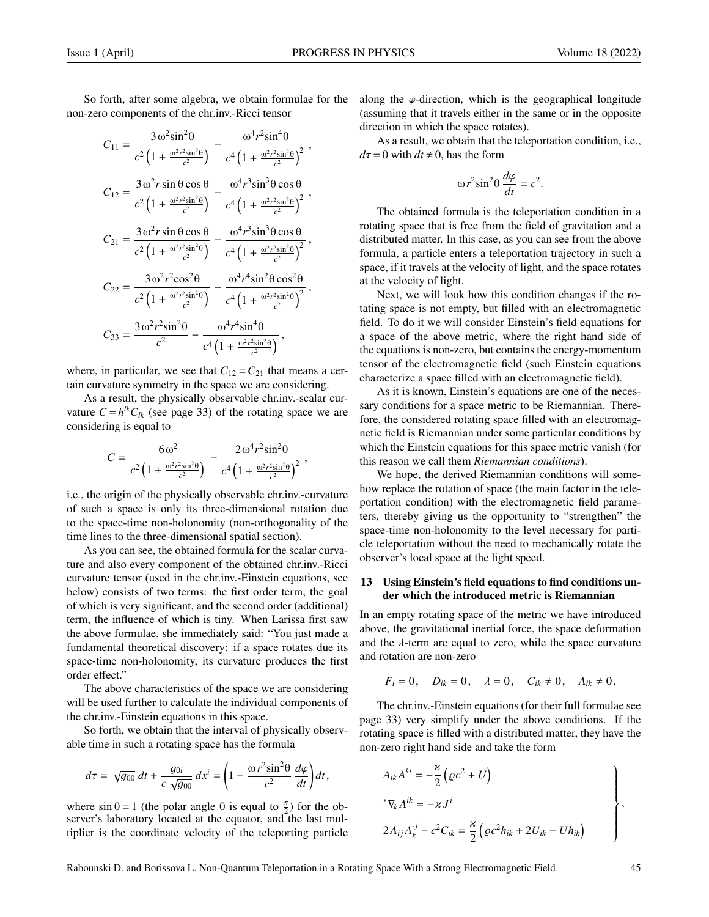So forth, after some algebra, we obtain formulae for the non-zero components of the chr.inv.-Ricci tensor

$$C_{11} = \frac{3\,\omega^2 \sin^2\theta}{c^2\left(1 + \frac{\omega^2 r^2 \sin^2\theta}{c^2}\right)} - \frac{\omega^4 r^2 \sin^4\theta}{c^4\left(1 + \frac{\omega^2 r^2 \sin^2\theta}{c^2}\right)^2},$$

$$C_{12} = \frac{3\,\omega^2 r \sin\theta\cos\theta}{c^2\left(1 + \frac{\omega^2 r^2 \sin^2\theta}{c^2}\right)} - \frac{\omega^4 r^3 \sin^3\theta\cos\theta}{c^4\left(1 + \frac{\omega^2 r^2 \sin^2\theta}{c^2}\right)^2},$$

$$C_{21} = \frac{3\,\omega^2 r \sin\theta\cos\theta}{c^2\left(1 + \frac{\omega^2 r^2 \sin^2\theta}{c^2}\right)} - \frac{\omega^4 r^3 \sin^3\theta\cos\theta}{c^4\left(1 + \frac{\omega^2 r^2 \sin^2\theta}{c^2}\right)^2},$$

$$C_{22} = \frac{3\,\omega^2 r^2 \cos^2\theta}{c^2\left(1 + \frac{\omega^2 r^2 \sin^2\theta}{c^2}\right)} - \frac{\omega^4 r^4 \sin^2\theta\cos^2\theta}{c^4\left(1 + \frac{\omega^2 r^2 \sin^2\theta}{c^2}\right)^2},$$

$$C_{33} = \frac{3\,\omega^2 r^2 \sin^2\theta}{c^2} - \frac{\omega^4 r^4 \sin^4\theta}{c^4\left(1 + \frac{\omega^2 r^2 \sin^2\theta}{c^2}\right)},$$

where, in particular, we see that $C_{12} = C_{21}$ that means a certain curvature symmetry in the space we are considering.

As a result, the physically observable chr.inv.-scalar curvature $C = h^{lk} C_{lk}$ (see page 33) of the rotating space we are considering is equal to

$$C = \frac{6\,\omega^2}{c^2\left(1 + \frac{\omega^2 r^2 \sin^2\theta}{c^2}\right)} - \frac{2\,\omega^4 r^2 \sin^2\theta}{c^4\left(1 + \frac{\omega^2 r^2 \sin^2\theta}{c^2}\right)^2},$$

i.e., the origin of the physically observable chr.inv.-curvature of such a space is only its three-dimensional rotation due to the space-time non-holonomity (non-orthogonality of the time lines to the three-dimensional spatial section).

As you can see, the obtained formula for the scalar curvature and also every component of the obtained chr.inv.-Ricci curvature tensor (used in the chr.inv.-Einstein equations, see below) consists of two terms: the first order term, the goal of which is very significant, and the second order (additional) term, the influence of which is tiny. When Larissa first saw the above formulae, she immediately said: "You just made a fundamental theoretical discovery: if a space rotates due its space-time non-holonomity, its curvature produces the first order effect."

The above characteristics of the space we are considering will be used further to calculate the individual components of the chr.inv.-Einstein equations in this space.

So forth, we obtain that the interval of physically observable time in such a rotating space has the formula

$$d\tau = \sqrt{g_{00}}\,dt + \frac{g_{0i}}{c\sqrt{g_{00}}}\,dx^i = \left(1 - \frac{\omega r^2 \sin^2\theta}{c^2}\frac{d\varphi}{dt}\right)dt,$$

where $\sin\theta = 1$ (the polar angle $\theta$ is equal to $\frac{\pi}{2}$) for the observer's laboratory located at the equator, and the last multiplier is the coordinate velocity of the teleporting particle along the $\varphi$-direction, which is the geographical longitude (assuming that it travels either in the same or in the opposite direction in which the space rotates).

As a result, we obtain that the teleportation condition, i.e., $d\tau = 0$ with $dt \neq 0$, has the form

$$\omega r^2 \sin^2\theta\,\frac{d\varphi}{dt} = c^2.$$

The obtained formula is the teleportation condition in a rotating space that is free from the field of gravitation and a distributed matter. In this case, as you can see from the above formula, a particle enters a teleportation trajectory in such a space, if it travels at the velocity of light, and the space rotates at the velocity of light.

Next, we will look how this condition changes if the rotating space is not empty, but filled with an electromagnetic field. To do it we will consider Einstein's field equations for a space of the above metric, where the right hand side of the equations is non-zero, but contains the energy-momentum tensor of the electromagnetic field (such Einstein equations characterize a space filled with an electromagnetic field).

As it is known, Einstein's equations are one of the necessary conditions for a space metric to be Riemannian. Therefore, the considered rotating space filled with an electromagnetic field is Riemannian under some particular conditions by which the Einstein equations for this space metric vanish (for this reason we call them *Riemannian conditions*).

We hope, the derived Riemannian conditions will somehow replace the rotation of space (the main factor in the teleportation condition) with the electromagnetic field parameters, thereby giving us the opportunity to "strengthen" the space-time non-holonomity to the level necessary for particle teleportation without the need to mechanically rotate the observer's local space at the light speed.

## 13 Using Einstein's field equations to find conditions under which the introduced metric is Riemannian

In an empty rotating space of the metric we have introduced above, the gravitational inertial force, the space deformation and the $\lambda$-term are equal to zero, while the space curvature and rotation are non-zero

$$F_i = 0\,, \quad D_{ik} = 0\,, \quad \lambda = 0\,, \quad C_{ik} \neq 0\,, \quad A_{ik} \neq 0\,.$$

The chr.inv.-Einstein equations (for their full formulae see page 33) very simplify under the above conditions. If the rotating space is filled with a distributed matter, they have the non-zero right hand side and take the form

$$\left.\begin{aligned}
& A_{ik}A^{ki} = -\frac{\varkappa}{2}\left(\varrho c^2 + U\right) \\
& {}^*\nabla_k A^{ik} = -\varkappa J^i \\
& 2A_{ij}A^{\cdot j}_{k\cdot} - c^2 C_{ik} = \frac{\varkappa}{2}\left(\varrho c^2 h_{ik} + 2U_{ik} - U h_{ik}\right)
\end{aligned}\right\},$$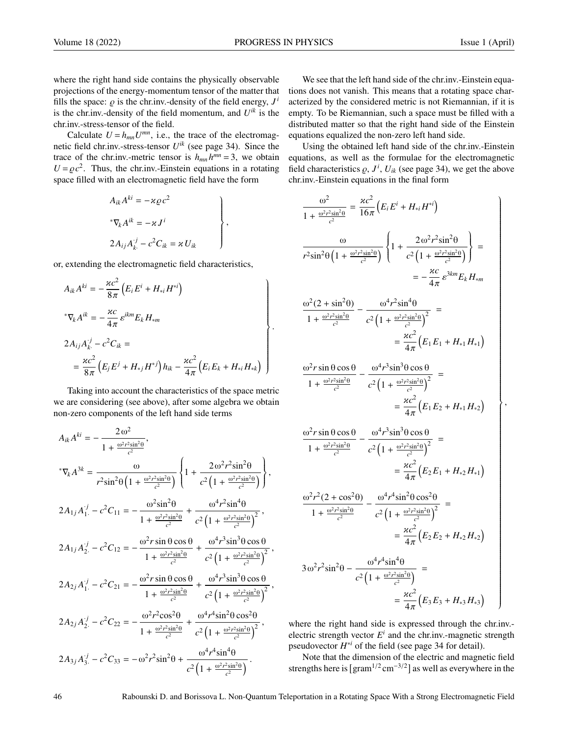where the right hand side contains the physically observable projections of the energy-momentum tensor of the matter that fills the space: $\varrho$ is the chr.inv.-density of the field energy, $J^i$ is the chr.inv.-density of the field momentum, and $U^{ik}$ is the chr.inv.-stress-tensor of the field.

Calculate $U = h_{mn}U^{mn}$, i.e., the trace of the electromagnetic field chr.inv.-stress-tensor $U^{ik}$ (see page 34). Since the trace of the chr.inv.-metric tensor is $h_{mn}h^{mn} = 3$, we obtain $U = \varrho c^2$. Thus, the chr.inv.-Einstein equations in a rotating space filled with an electromagnetic field have the form

$$\left.\begin{aligned}
&A_{ik}A^{ki} = -\varkappa\varrho c^2 \\
&{}^*\nabla_k A^{ik} = -\varkappa J^i \\
&2A_{ij}A_{k\cdot}^{\cdot j} - c^2 C_{ik} = \varkappa U_{ik}
\end{aligned}\right\},$$

or, extending the electromagnetic field characteristics,

$$\left.\begin{aligned}
&A_{ik}A^{ki} = -\frac{\varkappa c^2}{8\pi}\left(E_i E^i + H_{*i}H^{*i}\right) \\
&{}^*\nabla_k A^{ik} = -\frac{\varkappa c}{4\pi}\,\varepsilon^{ikm}E_k H_{*m} \\
&2A_{ij}A_{k\cdot}^{\cdot j} - c^2 C_{ik} = \\
&\quad = \frac{\varkappa c^2}{8\pi}\left(E_j E^j + H_{*j}H^{*j}\right)h_{ik} - \frac{\varkappa c^2}{4\pi}\left(E_i E_k + H_{*i}H_{*k}\right)
\end{aligned}\right\}.$$

Taking into account the characteristics of the space metric we are considering (see above), after some algebra we obtain non-zero components of the left hand side terms

$$A_{ik}A^{ki} = -\frac{2\,\omega^2}{1+\frac{\omega^2 r^2\sin^2\theta}{c^2}},$$

$${}^*\nabla_k A^{3k} = \frac{\omega}{r^2\sin^2\theta\left(1+\frac{\omega^2 r^2\sin^2\theta}{c^2}\right)}\left\{1+\frac{2\,\omega^2 r^2\sin^2\theta}{c^2\left(1+\frac{\omega^2 r^2\sin^2\theta}{c^2}\right)}\right\},$$

$$2A_{1j}A_{1\cdot}^{\cdot j} - c^2 C_{11} = -\frac{\omega^2\sin^2\theta}{1+\frac{\omega^2 r^2\sin^2\theta}{c^2}} + \frac{\omega^4 r^2\sin^4\theta}{c^2\left(1+\frac{\omega^2 r^2\sin^2\theta}{c^2}\right)^2},$$

$$2A_{1j}A_{2\cdot}^{\cdot j} - c^2 C_{12} = -\frac{\omega^2 r\sin\theta\cos\theta}{1+\frac{\omega^2 r^2\sin^2\theta}{c^2}} + \frac{\omega^4 r^3\sin^3\theta\cos\theta}{c^2\left(1+\frac{\omega^2 r^2\sin^2\theta}{c^2}\right)^2},$$

$$2A_{2j}A_{1\cdot}^{\cdot j} - c^2 C_{21} = -\frac{\omega^2 r\sin\theta\cos\theta}{1+\frac{\omega^2 r^2\sin^2\theta}{c^2}} + \frac{\omega^4 r^3\sin^3\theta\cos\theta}{c^2\left(1+\frac{\omega^2 r^2\sin^2\theta}{c^2}\right)^2},$$

$$2A_{2j}A_{2\cdot}^{\cdot j} - c^2 C_{22} = -\frac{\omega^2 r^2\cos^2\theta}{1+\frac{\omega^2 r^2\sin^2\theta}{c^2}} + \frac{\omega^4 r^4\sin^2\theta\cos^2\theta}{c^2\left(1+\frac{\omega^2 r^2\sin^2\theta}{c^2}\right)^2},$$

$$2A_{3j}A_{3\cdot}^{\cdot j} - c^2 C_{33} = -\omega^2 r^2\sin^2\theta + \frac{\omega^4 r^4\sin^4\theta}{c^2\left(1+\frac{\omega^2 r^2\sin^2\theta}{c^2}\right)}.$$

We see that the left hand side of the chr.inv.-Einstein equations does not vanish. This means that a rotating space characterized by the considered metric is not Riemannian, if it is empty. To be Riemannian, such a space must be filled with a distributed matter so that the right hand side of the Einstein equations equalized the non-zero left hand side.

Using the obtained left hand side of the chr.inv.-Einstein equations, as well as the formulae for the electromagnetic field characteristics $\varrho$, $J^i$, $U_{ik}$ (see page 34), we get the above chr.inv.-Einstein equations in the final form

$$\left.\begin{aligned}
&\frac{\omega^2}{1+\frac{\omega^2 r^2\sin^2\theta}{c^2}} = \frac{\varkappa c^2}{16\pi}\left(E_i E^i + H_{*i}H^{*i}\right) \\
&\frac{\omega}{r^2\sin^2\theta\left(1+\frac{\omega^2 r^2\sin^2\theta}{c^2}\right)}\left\{1+\frac{2\,\omega^2 r^2\sin^2\theta}{c^2\left(1+\frac{\omega^2 r^2\sin^2\theta}{c^2}\right)}\right\} = \\
&\qquad\qquad = -\frac{\varkappa c}{4\pi}\,\varepsilon^{3km}E_k H_{*m} \\
&\frac{\omega^2(2+\sin^2\theta)}{1+\frac{\omega^2 r^2\sin^2\theta}{c^2}} - \frac{\omega^4 r^2\sin^4\theta}{c^2\left(1+\frac{\omega^2 r^2\sin^2\theta}{c^2}\right)^2} = \\
&\qquad\qquad = \frac{\varkappa c^2}{4\pi}\left(E_1 E_1 + H_{*1}H_{*1}\right) \\
&\frac{\omega^2 r\sin\theta\cos\theta}{1+\frac{\omega^2 r^2\sin^2\theta}{c^2}} - \frac{\omega^4 r^3\sin^3\theta\cos\theta}{c^2\left(1+\frac{\omega^2 r^2\sin^2\theta}{c^2}\right)^2} = \\
&\qquad\qquad = \frac{\varkappa c^2}{4\pi}\left(E_1 E_2 + H_{*1}H_{*2}\right) \\
&\frac{\omega^2 r\sin\theta\cos\theta}{1+\frac{\omega^2 r^2\sin^2\theta}{c^2}} - \frac{\omega^4 r^3\sin^3\theta\cos\theta}{c^2\left(1+\frac{\omega^2 r^2\sin^2\theta}{c^2}\right)^2} = \\
&\qquad\qquad = \frac{\varkappa c^2}{4\pi}\left(E_2 E_1 + H_{*2}H_{*1}\right) \\
&\frac{\omega^2 r^2(2+\cos^2\theta)}{1+\frac{\omega^2 r^2\sin^2\theta}{c^2}} - \frac{\omega^4 r^4\sin^2\theta\cos^2\theta}{c^2\left(1+\frac{\omega^2 r^2\sin^2\theta}{c^2}\right)^2} = \\
&\qquad\qquad = \frac{\varkappa c^2}{4\pi}\left(E_2 E_2 + H_{*2}H_{*2}\right) \\
&3\,\omega^2 r^2\sin^2\theta - \frac{\omega^4 r^4\sin^4\theta}{c^2\left(1+\frac{\omega^2 r^2\sin^2\theta}{c^2}\right)} = \\
&\qquad\qquad = \frac{\varkappa c^2}{4\pi}\left(E_3 E_3 + H_{*3}H_{*3}\right)
\end{aligned}\right\},$$

where the right hand side is expressed through the chr.inv.-electric strength vector $E^i$ and the chr.inv.-magnetic strength pseudovector $H^{*i}$ of the field (see page 34 for detail).

Note that the dimension of the electric and magnetic field strengths here is $[\text{gram}^{1/2}\,\text{cm}^{-3/2}]$ as well as everywhere in the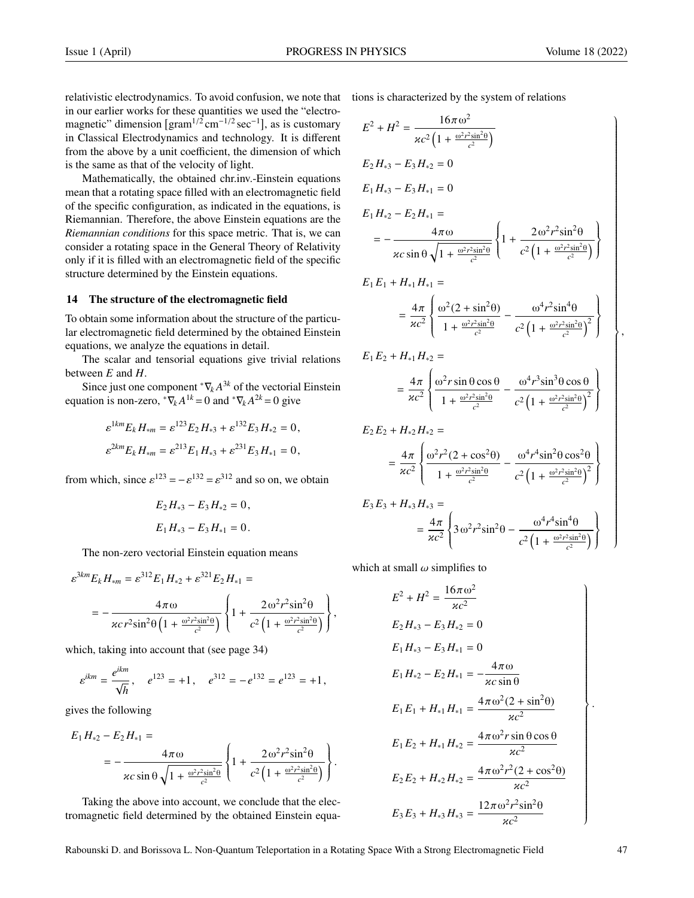relativistic electrodynamics. To avoid confusion, we note that in our earlier works for these quantities we used the "electromagnetic" dimension $[\text{gram}^{1/2}\,\text{cm}^{-1/2}\,\text{sec}^{-1}]$, as is customary in Classical Electrodynamics and technology. It is different from the above by a unit coefficient, the dimension of which is the same as that of the velocity of light.

Mathematically, the obtained chr.inv.-Einstein equations mean that a rotating space filled with an electromagnetic field of the specific configuration, as indicated in the equations, is Riemannian. Therefore, the above Einstein equations are the *Riemannian conditions* for this space metric. That is, we can consider a rotating space in the General Theory of Relativity only if it is filled with an electromagnetic field of the specific structure determined by the Einstein equations.

## 14 The structure of the electromagnetic field

To obtain some information about the structure of the particular electromagnetic field determined by the obtained Einstein equations, we analyze the equations in detail.

The scalar and tensorial equations give trivial relations between $E$ and $H$.

Since just one component ${}^*\nabla_k A^{3k}$ of the vectorial Einstein equation is non-zero, ${}^*\nabla_k A^{1k}=0$ and ${}^*\nabla_k A^{2k}=0$ give

$$\varepsilon^{1km}E_k H_{*m} = \varepsilon^{123}E_2 H_{*3} + \varepsilon^{132}E_3 H_{*2} = 0\,,$$

$$\varepsilon^{2km}E_k H_{*m} = \varepsilon^{213}E_1 H_{*3} + \varepsilon^{231}E_3 H_{*1} = 0\,,$$

from which, since $\varepsilon^{123}=-\varepsilon^{132}=\varepsilon^{312}$ and so on, we obtain

$$E_2 H_{*3} - E_3 H_{*2} = 0\,,$$

$$E_1 H_{*3} - E_3 H_{*1} = 0\,.$$

The non-zero vectorial Einstein equation means

$$\varepsilon^{3km}E_k H_{*m} = \varepsilon^{312}E_1 H_{*2} + \varepsilon^{321}E_2 H_{*1} = -\frac{4\pi\omega}{\varkappa c r^2\sin^2\theta\left(1+\frac{\omega^2r^2\sin^2\theta}{c^2}\right)}\left\{1+\frac{2\omega^2r^2\sin^2\theta}{c^2\left(1+\frac{\omega^2r^2\sin^2\theta}{c^2}\right)}\right\},$$

which, taking into account that (see page 34)

$$\varepsilon^{ikm}=\frac{e^{ikm}}{\sqrt{h}}\,,\quad e^{123}=+1\,,\quad e^{312}=-e^{132}=e^{123}=+1\,,$$

gives the following

$$E_1 H_{*2} - E_2 H_{*1} = -\frac{4\pi\omega}{\varkappa c\sin\theta\sqrt{1+\frac{\omega^2r^2\sin^2\theta}{c^2}}}\left\{1+\frac{2\omega^2r^2\sin^2\theta}{c^2\left(1+\frac{\omega^2r^2\sin^2\theta}{c^2}\right)}\right\}.$$

Taking the above into account, we conclude that the electromagnetic field determined by the obtained Einstein equations is characterized by the system of relations

$$\left.\begin{aligned}
&E^2+H^2=\frac{16\pi\omega^2}{\varkappa c^2\left(1+\frac{\omega^2r^2\sin^2\theta}{c^2}\right)}\\
&E_2H_{*3}-E_3H_{*2}=0\\
&E_1H_{*3}-E_3H_{*1}=0\\
&E_1H_{*2}-E_2H_{*1}=\\
&\quad=-\frac{4\pi\omega}{\varkappa c\sin\theta\sqrt{1+\frac{\omega^2r^2\sin^2\theta}{c^2}}}\left\{1+\frac{2\omega^2r^2\sin^2\theta}{c^2\left(1+\frac{\omega^2r^2\sin^2\theta}{c^2}\right)}\right\}\\
&E_1E_1+H_{*1}H_{*1}=\\
&\quad=\frac{4\pi}{\varkappa c^2}\left\{\frac{\omega^2(2+\sin^2\theta)}{1+\frac{\omega^2r^2\sin^2\theta}{c^2}}-\frac{\omega^4r^2\sin^4\theta}{c^2\left(1+\frac{\omega^2r^2\sin^2\theta}{c^2}\right)^2}\right\}\\
&E_1E_2+H_{*1}H_{*2}=\\
&\quad=\frac{4\pi}{\varkappa c^2}\left\{\frac{\omega^2r\sin\theta\cos\theta}{1+\frac{\omega^2r^2\sin^2\theta}{c^2}}-\frac{\omega^4r^3\sin^3\theta\cos\theta}{c^2\left(1+\frac{\omega^2r^2\sin^2\theta}{c^2}\right)^2}\right\}\\
&E_2E_2+H_{*2}H_{*2}=\\
&\quad=\frac{4\pi}{\varkappa c^2}\left\{\frac{\omega^2r^2(2+\cos^2\theta)}{1+\frac{\omega^2r^2\sin^2\theta}{c^2}}-\frac{\omega^4r^4\sin^2\theta\cos^2\theta}{c^2\left(1+\frac{\omega^2r^2\sin^2\theta}{c^2}\right)^2}\right\}\\
&E_3E_3+H_{*3}H_{*3}=\\
&\quad=\frac{4\pi}{\varkappa c^2}\left\{3\,\omega^2r^2\sin^2\theta-\frac{\omega^4r^4\sin^4\theta}{c^2\left(1+\frac{\omega^2r^2\sin^2\theta}{c^2}\right)}\right\}
\end{aligned}\right\},$$

which at small $\omega$ simplifies to

$$\left.\begin{aligned}
&E^2+H^2=\frac{16\pi\omega^2}{\varkappa c^2}\\
&E_2H_{*3}-E_3H_{*2}=0\\
&E_1H_{*3}-E_3H_{*1}=0\\
&E_1H_{*2}-E_2H_{*1}=-\frac{4\pi\omega}{\varkappa c\sin\theta}\\
&E_1E_1+H_{*1}H_{*1}=\frac{4\pi\omega^2(2+\sin^2\theta)}{\varkappa c^2}\\
&E_1E_2+H_{*1}H_{*2}=\frac{4\pi\omega^2r\sin\theta\cos\theta}{\varkappa c^2}\\
&E_2E_2+H_{*2}H_{*2}=\frac{4\pi\omega^2r^2(2+\cos^2\theta)}{\varkappa c^2}\\
&E_3E_3+H_{*3}H_{*3}=\frac{12\pi\omega^2r^2\sin^2\theta}{\varkappa c^2}
\end{aligned}\right\}.$$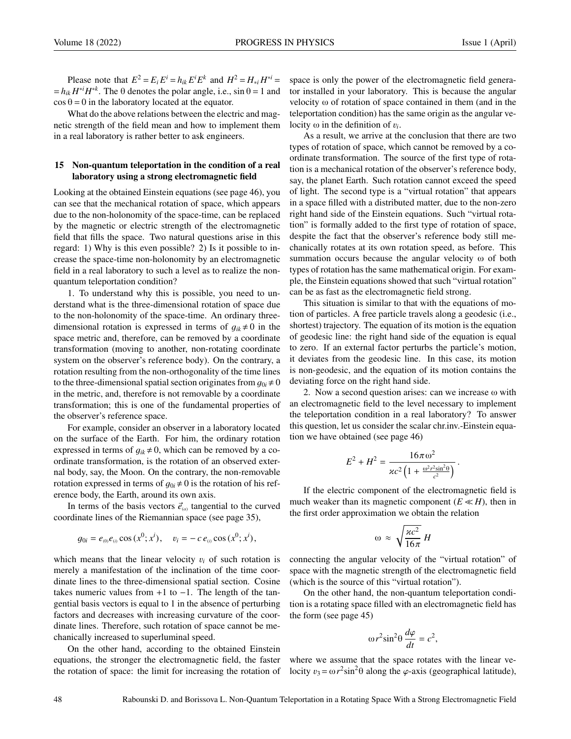Please note that $E^2 = E_i E^i = h_{ik} E^i E^k$ and $H^2 = H_{*i} H^{*i} = h_{ik} H^{*i} H^{*k}$. The $\theta$ denotes the polar angle, i.e., $\sin\theta = 1$ and $\cos\theta = 0$ in the laboratory located at the equator.

What do the above relations between the electric and magnetic strength of the field mean and how to implement them in a real laboratory is rather better to ask engineers.

## 15 Non-quantum teleportation in the condition of a real laboratory using a strong electromagnetic field

Looking at the obtained Einstein equations (see page 46), you can see that the mechanical rotation of space, which appears due to the non-holonomity of the space-time, can be replaced by the magnetic or electric strength of the electromagnetic field that fills the space. Two natural questions arise in this regard: 1) Why is this even possible? 2) Is it possible to increase the space-time non-holonomity by an electromagnetic field in a real laboratory to such a level as to realize the non-quantum teleportation condition?

1. To understand why this is possible, you need to understand what is the three-dimensional rotation of space due to the non-holonomity of the space-time. An ordinary three-dimensional rotation is expressed in terms of $g_{ik} \neq 0$ in the space metric and, therefore, can be removed by a coordinate transformation (moving to another, non-rotating coordinate system on the observer's reference body). On the contrary, a rotation resulting from the non-orthogonality of the time lines to the three-dimensional spatial section originates from $g_{0i} \neq 0$ in the metric, and, therefore is not removable by a coordinate transformation; this is one of the fundamental properties of the observer's reference space.

For example, consider an observer in a laboratory located on the surface of the Earth. For him, the ordinary rotation expressed in terms of $g_{ik} \neq 0$, which can be removed by a coordinate transformation, is the rotation of an observed external body, say, the Moon. On the contrary, the non-removable rotation expressed in terms of $g_{0i} \neq 0$ is the rotation of his reference body, the Earth, around its own axis.

In terms of the basis vectors $\vec{e}_{(\alpha)}$ tangential to the curved coordinate lines of the Riemannian space (see page 35),

$$g_{0i} = e_{(0)} e_{(i)} \cos(x^0; x^i), \qquad v_i = -c\, e_{(i)} \cos(x^0; x^i),$$

which means that the linear velocity $v_i$ of such rotation is merely a manifestation of the inclination of the time coordinate lines to the three-dimensional spatial section. Cosine takes numeric values from $+1$ to $-1$. The length of the tangential basis vectors is equal to 1 in the absence of perturbing factors and decreases with increasing curvature of the coordinate lines. Therefore, such rotation of space cannot be mechanically increased to superluminal speed.

On the other hand, according to the obtained Einstein equations, the stronger the electromagnetic field, the faster the rotation of space: the limit for increasing the rotation of space is only the power of the electromagnetic field generator installed in your laboratory. This is because the angular velocity $\omega$ of rotation of space contained in them (and in the teleportation condition) has the same origin as the angular velocity $\omega$ in the definition of $v_i$.

As a result, we arrive at the conclusion that there are two types of rotation of space, which cannot be removed by a coordinate transformation. The source of the first type of rotation is a mechanical rotation of the observer's reference body, say, the planet Earth. Such rotation cannot exceed the speed of light. The second type is a "virtual rotation" that appears in a space filled with a distributed matter, due to the non-zero right hand side of the Einstein equations. Such "virtual rotation" is formally added to the first type of rotation of space, despite the fact that the observer's reference body still mechanically rotates at its own rotation speed, as before. This summation occurs because the angular velocity $\omega$ of both types of rotation has the same mathematical origin. For example, the Einstein equations showed that such "virtual rotation" can be as fast as the electromagnetic field strong.

This situation is similar to that with the equations of motion of particles. A free particle travels along a geodesic (i.e., shortest) trajectory. The equation of its motion is the equation of geodesic line: the right hand side of the equation is equal to zero. If an external factor perturbs the particle's motion, it deviates from the geodesic line. In this case, its motion is non-geodesic, and the equation of its motion contains the deviating force on the right hand side.

2. Now a second question arises: can we increase $\omega$ with an electromagnetic field to the level necessary to implement the teleportation condition in a real laboratory? To answer this question, let us consider the scalar chr.inv.-Einstein equation we have obtained (see page 46)

$$E^2 + H^2 = \frac{16\pi\omega^2}{\varkappa c^2\left(1 + \frac{\omega^2 r^2 \sin^2\theta}{c^2}\right)}\,.$$

If the electric component of the electromagnetic field is much weaker than its magnetic component ($E \ll H$), then in the first order approximation we obtain the relation

$$\omega \approx \sqrt{\frac{\varkappa c^2}{16\pi}}\, H$$

connecting the angular velocity of the "virtual rotation" of space with the magnetic strength of the electromagnetic field (which is the source of this "virtual rotation").

On the other hand, the non-quantum teleportation condition is a rotating space filled with an electromagnetic field has the form (see page 45)

$$\omega r^2 \sin^2\theta \,\frac{d\varphi}{dt} = c^2,$$

where we assume that the space rotates with the linear velocity $v_3 = \omega r^2 \sin^2\theta$ along the $\varphi$-axis (geographical latitude),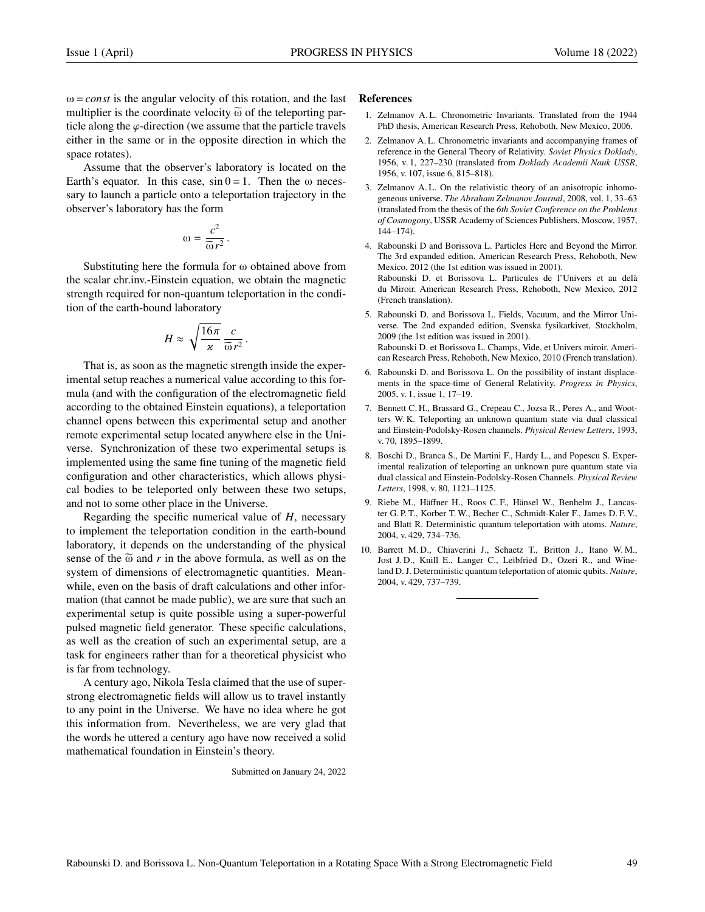$\omega = const$ is the angular velocity of this rotation, and the last multiplier is the coordinate velocity $\widetilde{\omega}$ of the teleporting particle along the $\varphi$-direction (we assume that the particle travels either in the same or in the opposite direction in which the space rotates).

Assume that the observer's laboratory is located on the Earth's equator. In this case, $\sin\theta = 1$. Then the $\omega$ necessary to launch a particle onto a teleportation trajectory in the observer's laboratory has the form

$$\omega = \frac{c^2}{\widetilde{\omega}\, r^2}\,.$$

Substituting here the formula for $\omega$ obtained above from the scalar chr.inv.-Einstein equation, we obtain the magnetic strength required for non-quantum teleportation in the condition of the earth-bound laboratory

$$H \approx \sqrt{\frac{16\pi}{\varkappa}}\,\frac{c}{\widetilde{\omega}\, r^2}\,.$$

That is, as soon as the magnetic strength inside the experimental setup reaches a numerical value according to this formula (and with the configuration of the electromagnetic field according to the obtained Einstein equations), a teleportation channel opens between this experimental setup and another remote experimental setup located anywhere else in the Universe. Synchronization of these two experimental setups is implemented using the same fine tuning of the magnetic field configuration and other characteristics, which allows physical bodies to be teleported only between these two setups, and not to some other place in the Universe.

Regarding the specific numerical value of $H$, necessary to implement the teleportation condition in the earth-bound laboratory, it depends on the understanding of the physical sense of the $\widetilde{\omega}$ and $r$ in the above formula, as well as on the system of dimensions of electromagnetic quantities. Meanwhile, even on the basis of draft calculations and other information (that cannot be made public), we are sure that such an experimental setup is quite possible using a super-powerful pulsed magnetic field generator. These specific calculations, as well as the creation of such an experimental setup, are a task for engineers rather than for a theoretical physicist who is far from technology.

A century ago, Nikola Tesla claimed that the use of super-strong electromagnetic fields will allow us to travel instantly to any point in the Universe. We have no idea where he got this information from. Nevertheless, we are very glad that the words he uttered a century ago have now received a solid mathematical foundation in Einstein's theory.

Submitted on January 24, 2022

## References

1. Zelmanov A. L. Chronometric Invariants. Translated from the 1944 PhD thesis, American Research Press, Rehoboth, New Mexico, 2006.
2. Zelmanov A. L. Chronometric invariants and accompanying frames of reference in the General Theory of Relativity. *Soviet Physics Doklady*, 1956, v. 1, 227–230 (translated from *Doklady Academii Nauk USSR*, 1956, v. 107, issue 6, 815–818).
3. Zelmanov A. L. On the relativistic theory of an anisotropic inhomogeneous universe. *The Abraham Zelmanov Journal*, 2008, vol. 1, 33–63 (translated from the thesis of the *6th Soviet Conference on the Problems of Cosmogony*, USSR Academy of Sciences Publishers, Moscow, 1957, 144–174).
4. Rabounski D and Borissova L. Particles Here and Beyond the Mirror. The 3rd expanded edition, American Research Press, Rehoboth, New Mexico, 2012 (the 1st edition was issued in 2001).
   Rabounski D. et Borissova L. Particules de l'Univers et au delà du Miroir. American Research Press, Rehoboth, New Mexico, 2012 (French translation).
5. Rabounski D. and Borissova L. Fields, Vacuum, and the Mirror Universe. The 2nd expanded edition, Svenska fysikarkivet, Stockholm, 2009 (the 1st edition was issued in 2001).
   Rabounski D. et Borissova L. Champs, Vide, et Univers miroir. American Research Press, Rehoboth, New Mexico, 2010 (French translation).
6. Rabounski D. and Borissova L. On the possibility of instant displacements in the space-time of General Relativity. *Progress in Physics*, 2005, v. 1, issue 1, 17–19.
7. Bennett C. H., Brassard G., Crepeau C., Jozsa R., Peres A., and Wootters W. K. Teleporting an unknown quantum state via dual classical and Einstein-Podolsky-Rosen channels. *Physical Review Letters*, 1993, v. 70, 1895–1899.
8. Boschi D., Branca S., De Martini F., Hardy L., and Popescu S. Experimental realization of teleporting an unknown pure quantum state via dual classical and Einstein-Podolsky-Rosen Channels. *Physical Review Letters*, 1998, v. 80, 1121–1125.
9. Riebe M., Häffner H., Roos C. F., Hänsel W., Benhelm J., Lancaster G. P. T., Korber T. W., Becher C., Schmidt-Kaler F., James D. F. V., and Blatt R. Deterministic quantum teleportation with atoms. *Nature*, 2004, v. 429, 734–736.
10. Barrett M. D., Chiaverini J., Schaetz T., Britton J., Itano W. M., Jost J. D., Knill E., Langer C., Leibfried D., Ozeri R., and Wineland D. J. Deterministic quantum teleportation of atomic qubits. *Nature*, 2004, v. 429, 737–739.